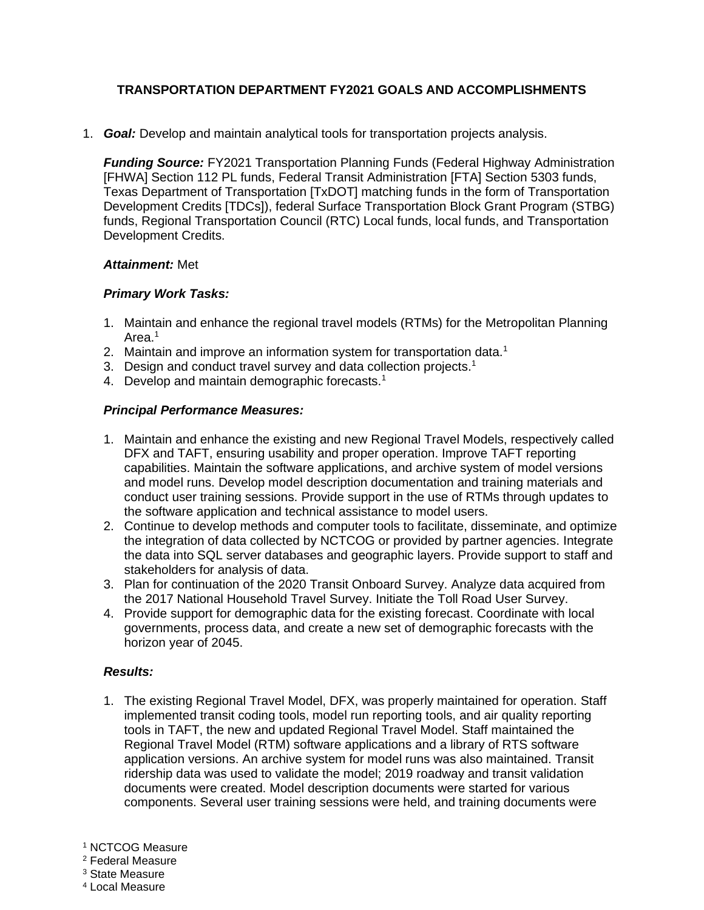# TRANSPORTATION DEPARTMENT FY2021 GOALS AND ACCOMPLISHMENTS

1. ***Goal:*** Develop and maintain analytical tools for transportation projects analysis.

   ***Funding Source:*** FY2021 Transportation Planning Funds (Federal Highway Administration [FHWA] Section 112 PL funds, Federal Transit Administration [FTA] Section 5303 funds, Texas Department of Transportation [TxDOT] matching funds in the form of Transportation Development Credits [TDCs]), federal Surface Transportation Block Grant Program (STBG) funds, Regional Transportation Council (RTC) Local funds, local funds, and Transportation Development Credits.

   ***Attainment:*** Met

   ***Primary Work Tasks:***

   1. Maintain and enhance the regional travel models (RTMs) for the Metropolitan Planning Area.[1]
   2. Maintain and improve an information system for transportation data.[1]
   3. Design and conduct travel survey and data collection projects.[1]
   4. Develop and maintain demographic forecasts.[1]

   ***Principal Performance Measures:***

   1. Maintain and enhance the existing and new Regional Travel Models, respectively called DFX and TAFT, ensuring usability and proper operation. Improve TAFT reporting capabilities. Maintain the software applications, and archive system of model versions and model runs. Develop model description documentation and training materials and conduct user training sessions. Provide support in the use of RTMs through updates to the software application and technical assistance to model users.
   2. Continue to develop methods and computer tools to facilitate, disseminate, and optimize the integration of data collected by NCTCOG or provided by partner agencies. Integrate the data into SQL server databases and geographic layers. Provide support to staff and stakeholders for analysis of data.
   3. Plan for continuation of the 2020 Transit Onboard Survey. Analyze data acquired from the 2017 National Household Travel Survey. Initiate the Toll Road User Survey.
   4. Provide support for demographic data for the existing forecast. Coordinate with local governments, process data, and create a new set of demographic forecasts with the horizon year of 2045.

   ***Results:***

   1. The existing Regional Travel Model, DFX, was properly maintained for operation. Staff implemented transit coding tools, model run reporting tools, and air quality reporting tools in TAFT, the new and updated Regional Travel Model. Staff maintained the Regional Travel Model (RTM) software applications and a library of RTS software application versions. An archive system for model runs was also maintained. Transit ridership data was used to validate the model; 2019 roadway and transit validation documents were created. Model description documents were started for various components. Several user training sessions were held, and training documents were

[1] NCTCOG Measure
[2] Federal Measure
[3] State Measure
[4] Local Measure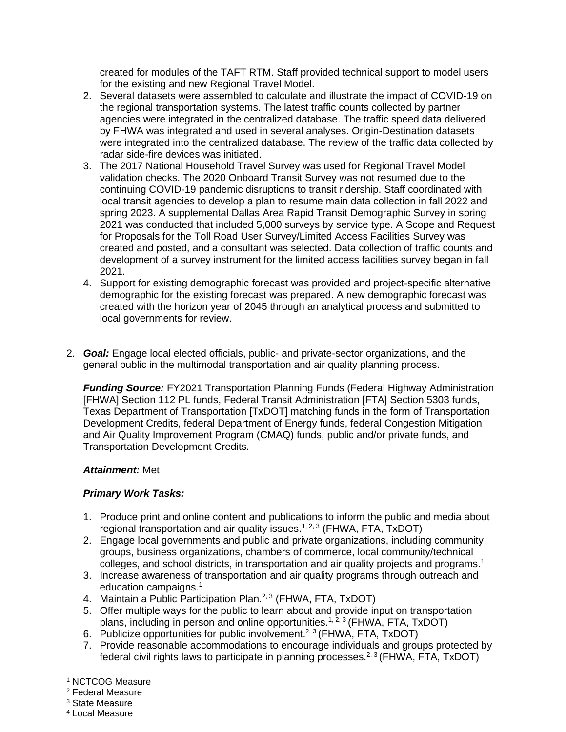created for modules of the TAFT RTM. Staff provided technical support to model users for the existing and new Regional Travel Model.

2. Several datasets were assembled to calculate and illustrate the impact of COVID-19 on the regional transportation systems. The latest traffic counts collected by partner agencies were integrated in the centralized database. The traffic speed data delivered by FHWA was integrated and used in several analyses. Origin-Destination datasets were integrated into the centralized database. The review of the traffic data collected by radar side-fire devices was initiated.
3. The 2017 National Household Travel Survey was used for Regional Travel Model validation checks. The 2020 Onboard Transit Survey was not resumed due to the continuing COVID-19 pandemic disruptions to transit ridership. Staff coordinated with local transit agencies to develop a plan to resume main data collection in fall 2022 and spring 2023. A supplemental Dallas Area Rapid Transit Demographic Survey in spring 2021 was conducted that included 5,000 surveys by service type. A Scope and Request for Proposals for the Toll Road User Survey/Limited Access Facilities Survey was created and posted, and a consultant was selected. Data collection of traffic counts and development of a survey instrument for the limited access facilities survey began in fall 2021.
4. Support for existing demographic forecast was provided and project-specific alternative demographic for the existing forecast was prepared. A new demographic forecast was created with the horizon year of 2045 through an analytical process and submitted to local governments for review.

2. ***Goal:*** Engage local elected officials, public- and private-sector organizations, and the general public in the multimodal transportation and air quality planning process.

   ***Funding Source:*** FY2021 Transportation Planning Funds (Federal Highway Administration [FHWA] Section 112 PL funds, Federal Transit Administration [FTA] Section 5303 funds, Texas Department of Transportation [TxDOT] matching funds in the form of Transportation Development Credits, federal Department of Energy funds, federal Congestion Mitigation and Air Quality Improvement Program (CMAQ) funds, public and/or private funds, and Transportation Development Credits.

   ***Attainment:*** Met

   ***Primary Work Tasks:***

   1. Produce print and online content and publications to inform the public and media about regional transportation and air quality issues.[1, 2, 3] (FHWA, FTA, TxDOT)
   2. Engage local governments and public and private organizations, including community groups, business organizations, chambers of commerce, local community/technical colleges, and school districts, in transportation and air quality projects and programs.[1]
   3. Increase awareness of transportation and air quality programs through outreach and education campaigns.[1]
   4. Maintain a Public Participation Plan.[2, 3] (FHWA, FTA, TxDOT)
   5. Offer multiple ways for the public to learn about and provide input on transportation plans, including in person and online opportunities.[1, 2, 3] (FHWA, FTA, TxDOT)
   6. Publicize opportunities for public involvement.[2, 3] (FHWA, FTA, TxDOT)
   7. Provide reasonable accommodations to encourage individuals and groups protected by federal civil rights laws to participate in planning processes.[2, 3] (FHWA, FTA, TxDOT)

[1] NCTCOG Measure
[2] Federal Measure
[3] State Measure
[4] Local Measure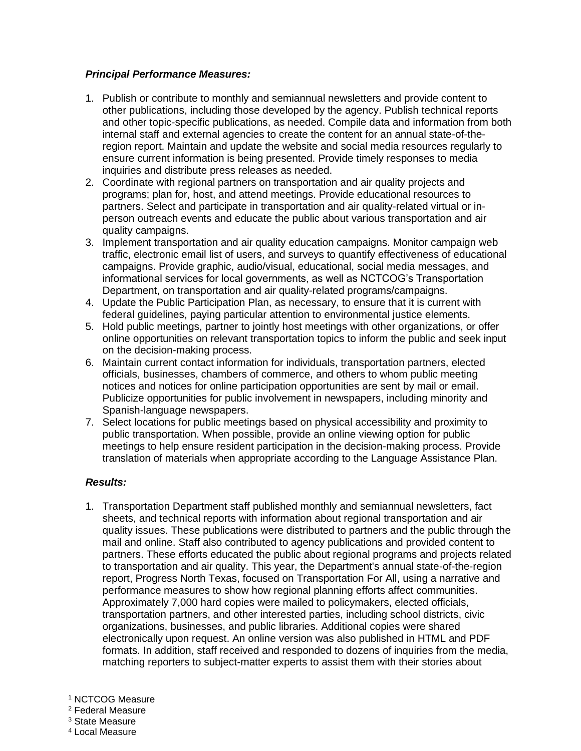***Principal Performance Measures:***

1. Publish or contribute to monthly and semiannual newsletters and provide content to other publications, including those developed by the agency. Publish technical reports and other topic-specific publications, as needed. Compile data and information from both internal staff and external agencies to create the content for an annual state-of-the-region report. Maintain and update the website and social media resources regularly to ensure current information is being presented. Provide timely responses to media inquiries and distribute press releases as needed.
2. Coordinate with regional partners on transportation and air quality projects and programs; plan for, host, and attend meetings. Provide educational resources to partners. Select and participate in transportation and air quality-related virtual or in-person outreach events and educate the public about various transportation and air quality campaigns.
3. Implement transportation and air quality education campaigns. Monitor campaign web traffic, electronic email list of users, and surveys to quantify effectiveness of educational campaigns. Provide graphic, audio/visual, educational, social media messages, and informational services for local governments, as well as NCTCOG's Transportation Department, on transportation and air quality-related programs/campaigns.
4. Update the Public Participation Plan, as necessary, to ensure that it is current with federal guidelines, paying particular attention to environmental justice elements.
5. Hold public meetings, partner to jointly host meetings with other organizations, or offer online opportunities on relevant transportation topics to inform the public and seek input on the decision-making process.
6. Maintain current contact information for individuals, transportation partners, elected officials, businesses, chambers of commerce, and others to whom public meeting notices and notices for online participation opportunities are sent by mail or email. Publicize opportunities for public involvement in newspapers, including minority and Spanish-language newspapers.
7. Select locations for public meetings based on physical accessibility and proximity to public transportation. When possible, provide an online viewing option for public meetings to help ensure resident participation in the decision-making process. Provide translation of materials when appropriate according to the Language Assistance Plan.

***Results:***

1. Transportation Department staff published monthly and semiannual newsletters, fact sheets, and technical reports with information about regional transportation and air quality issues. These publications were distributed to partners and the public through the mail and online. Staff also contributed to agency publications and provided content to partners. These efforts educated the public about regional programs and projects related to transportation and air quality. This year, the Department's annual state-of-the-region report, Progress North Texas, focused on Transportation For All, using a narrative and performance measures to show how regional planning efforts affect communities. Approximately 7,000 hard copies were mailed to policymakers, elected officials, transportation partners, and other interested parties, including school districts, civic organizations, businesses, and public libraries. Additional copies were shared electronically upon request. An online version was also published in HTML and PDF formats. In addition, staff received and responded to dozens of inquiries from the media, matching reporters to subject-matter experts to assist them with their stories about

[1] NCTCOG Measure
[2] Federal Measure
[3] State Measure
[4] Local Measure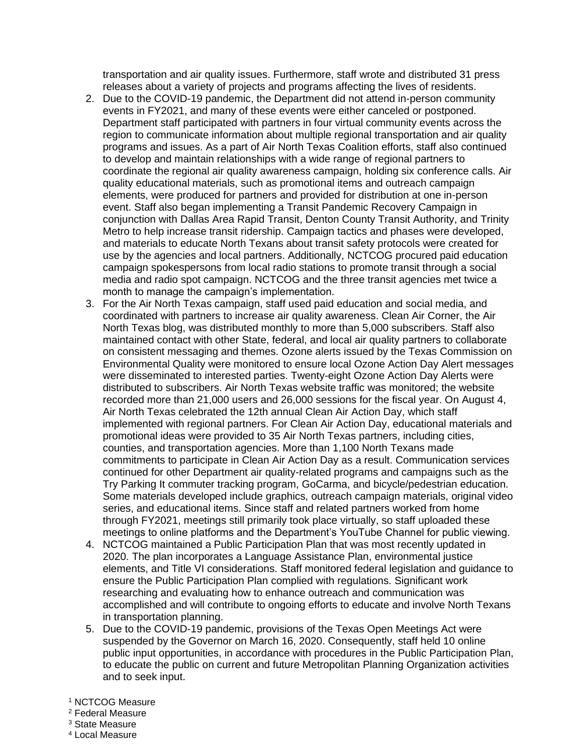transportation and air quality issues. Furthermore, staff wrote and distributed 31 press releases about a variety of projects and programs affecting the lives of residents.

2. Due to the COVID-19 pandemic, the Department did not attend in-person community events in FY2021, and many of these events were either canceled or postponed. Department staff participated with partners in four virtual community events across the region to communicate information about multiple regional transportation and air quality programs and issues. As a part of Air North Texas Coalition efforts, staff also continued to develop and maintain relationships with a wide range of regional partners to coordinate the regional air quality awareness campaign, holding six conference calls. Air quality educational materials, such as promotional items and outreach campaign elements, were produced for partners and provided for distribution at one in-person event. Staff also began implementing a Transit Pandemic Recovery Campaign in conjunction with Dallas Area Rapid Transit, Denton County Transit Authority, and Trinity Metro to help increase transit ridership. Campaign tactics and phases were developed, and materials to educate North Texans about transit safety protocols were created for use by the agencies and local partners. Additionally, NCTCOG procured paid education campaign spokespersons from local radio stations to promote transit through a social media and radio spot campaign. NCTCOG and the three transit agencies met twice a month to manage the campaign's implementation.
3. For the Air North Texas campaign, staff used paid education and social media, and coordinated with partners to increase air quality awareness. Clean Air Corner, the Air North Texas blog, was distributed monthly to more than 5,000 subscribers. Staff also maintained contact with other State, federal, and local air quality partners to collaborate on consistent messaging and themes. Ozone alerts issued by the Texas Commission on Environmental Quality were monitored to ensure local Ozone Action Day Alert messages were disseminated to interested parties. Twenty-eight Ozone Action Day Alerts were distributed to subscribers. Air North Texas website traffic was monitored; the website recorded more than 21,000 users and 26,000 sessions for the fiscal year. On August 4, Air North Texas celebrated the 12th annual Clean Air Action Day, which staff implemented with regional partners. For Clean Air Action Day, educational materials and promotional ideas were provided to 35 Air North Texas partners, including cities, counties, and transportation agencies. More than 1,100 North Texans made commitments to participate in Clean Air Action Day as a result. Communication services continued for other Department air quality-related programs and campaigns such as the Try Parking It commuter tracking program, GoCarma, and bicycle/pedestrian education. Some materials developed include graphics, outreach campaign materials, original video series, and educational items. Since staff and related partners worked from home through FY2021, meetings still primarily took place virtually, so staff uploaded these meetings to online platforms and the Department's YouTube Channel for public viewing.
4. NCTCOG maintained a Public Participation Plan that was most recently updated in 2020. The plan incorporates a Language Assistance Plan, environmental justice elements, and Title VI considerations. Staff monitored federal legislation and guidance to ensure the Public Participation Plan complied with regulations. Significant work researching and evaluating how to enhance outreach and communication was accomplished and will contribute to ongoing efforts to educate and involve North Texans in transportation planning.
5. Due to the COVID-19 pandemic, provisions of the Texas Open Meetings Act were suspended by the Governor on March 16, 2020. Consequently, staff held 10 online public input opportunities, in accordance with procedures in the Public Participation Plan, to educate the public on current and future Metropolitan Planning Organization activities and to seek input.

[1] NCTCOG Measure
[2] Federal Measure
[3] State Measure
[4] Local Measure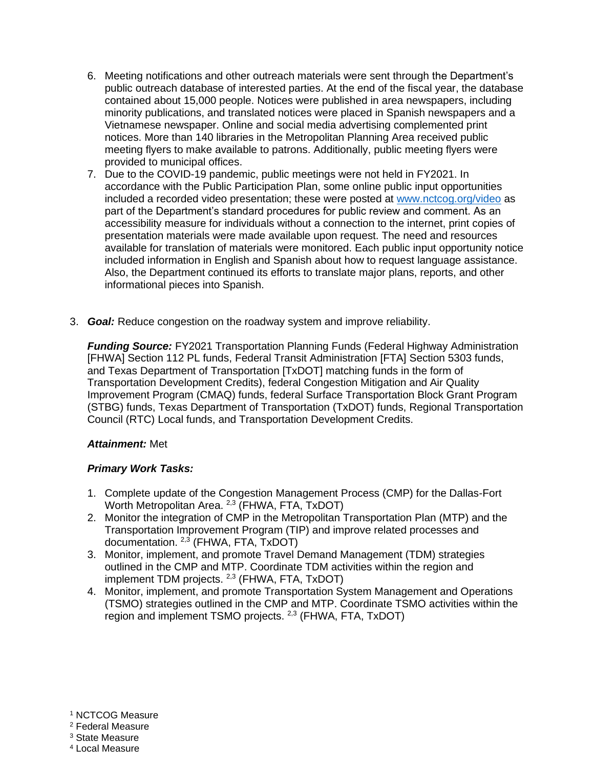6. Meeting notifications and other outreach materials were sent through the Department's public outreach database of interested parties. At the end of the fiscal year, the database contained about 15,000 people. Notices were published in area newspapers, including minority publications, and translated notices were placed in Spanish newspapers and a Vietnamese newspaper. Online and social media advertising complemented print notices. More than 140 libraries in the Metropolitan Planning Area received public meeting flyers to make available to patrons. Additionally, public meeting flyers were provided to municipal offices.
7. Due to the COVID-19 pandemic, public meetings were not held in FY2021. In accordance with the Public Participation Plan, some online public input opportunities included a recorded video presentation; these were posted at www.nctcog.org/video as part of the Department's standard procedures for public review and comment. As an accessibility measure for individuals without a connection to the internet, print copies of presentation materials were made available upon request. The need and resources available for translation of materials were monitored. Each public input opportunity notice included information in English and Spanish about how to request language assistance. Also, the Department continued its efforts to translate major plans, reports, and other informational pieces into Spanish.

3. ***Goal:*** Reduce congestion on the roadway system and improve reliability.

   ***Funding Source:*** FY2021 Transportation Planning Funds (Federal Highway Administration [FHWA] Section 112 PL funds, Federal Transit Administration [FTA] Section 5303 funds, and Texas Department of Transportation [TxDOT] matching funds in the form of Transportation Development Credits), federal Congestion Mitigation and Air Quality Improvement Program (CMAQ) funds, federal Surface Transportation Block Grant Program (STBG) funds, Texas Department of Transportation (TxDOT) funds, Regional Transportation Council (RTC) Local funds, and Transportation Development Credits.

   ***Attainment:*** Met

   ***Primary Work Tasks:***

   1. Complete update of the Congestion Management Process (CMP) for the Dallas-Fort Worth Metropolitan Area. [2,3] (FHWA, FTA, TxDOT)
   2. Monitor the integration of CMP in the Metropolitan Transportation Plan (MTP) and the Transportation Improvement Program (TIP) and improve related processes and documentation. [2,3] (FHWA, FTA, TxDOT)
   3. Monitor, implement, and promote Travel Demand Management (TDM) strategies outlined in the CMP and MTP. Coordinate TDM activities within the region and implement TDM projects. [2,3] (FHWA, FTA, TxDOT)
   4. Monitor, implement, and promote Transportation System Management and Operations (TSMO) strategies outlined in the CMP and MTP. Coordinate TSMO activities within the region and implement TSMO projects. [2,3] (FHWA, FTA, TxDOT)

[1] NCTCOG Measure
[2] Federal Measure
[3] State Measure
[4] Local Measure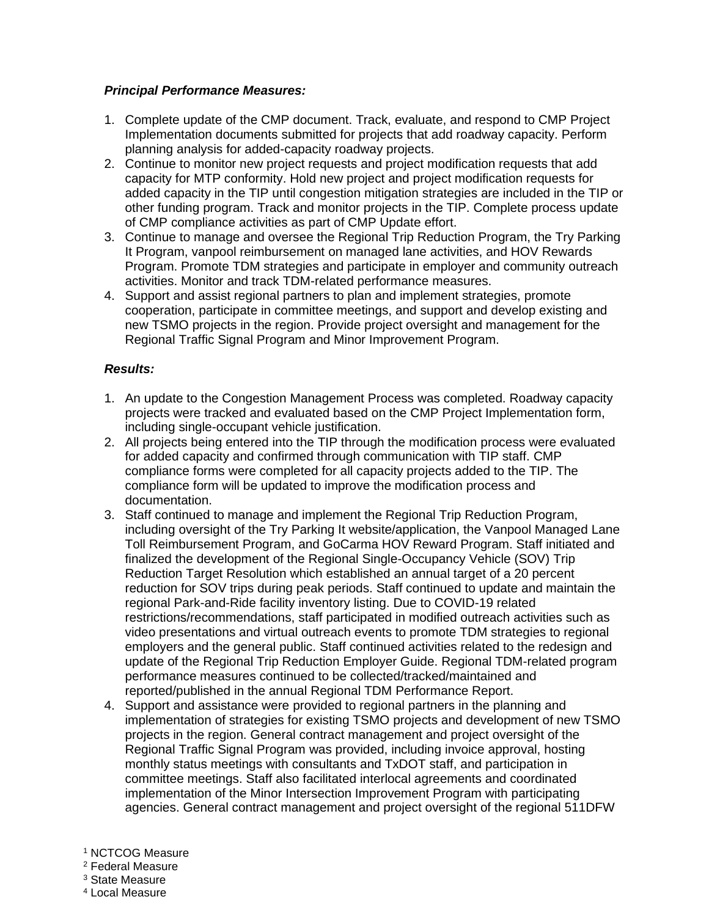***Principal Performance Measures:***

1. Complete update of the CMP document. Track, evaluate, and respond to CMP Project Implementation documents submitted for projects that add roadway capacity. Perform planning analysis for added-capacity roadway projects.
2. Continue to monitor new project requests and project modification requests that add capacity for MTP conformity. Hold new project and project modification requests for added capacity in the TIP until congestion mitigation strategies are included in the TIP or other funding program. Track and monitor projects in the TIP. Complete process update of CMP compliance activities as part of CMP Update effort.
3. Continue to manage and oversee the Regional Trip Reduction Program, the Try Parking It Program, vanpool reimbursement on managed lane activities, and HOV Rewards Program. Promote TDM strategies and participate in employer and community outreach activities. Monitor and track TDM-related performance measures.
4. Support and assist regional partners to plan and implement strategies, promote cooperation, participate in committee meetings, and support and develop existing and new TSMO projects in the region. Provide project oversight and management for the Regional Traffic Signal Program and Minor Improvement Program.

***Results:***

1. An update to the Congestion Management Process was completed. Roadway capacity projects were tracked and evaluated based on the CMP Project Implementation form, including single-occupant vehicle justification.
2. All projects being entered into the TIP through the modification process were evaluated for added capacity and confirmed through communication with TIP staff. CMP compliance forms were completed for all capacity projects added to the TIP. The compliance form will be updated to improve the modification process and documentation.
3. Staff continued to manage and implement the Regional Trip Reduction Program, including oversight of the Try Parking It website/application, the Vanpool Managed Lane Toll Reimbursement Program, and GoCarma HOV Reward Program. Staff initiated and finalized the development of the Regional Single-Occupancy Vehicle (SOV) Trip Reduction Target Resolution which established an annual target of a 20 percent reduction for SOV trips during peak periods. Staff continued to update and maintain the regional Park-and-Ride facility inventory listing. Due to COVID-19 related restrictions/recommendations, staff participated in modified outreach activities such as video presentations and virtual outreach events to promote TDM strategies to regional employers and the general public. Staff continued activities related to the redesign and update of the Regional Trip Reduction Employer Guide. Regional TDM-related program performance measures continued to be collected/tracked/maintained and reported/published in the annual Regional TDM Performance Report.
4. Support and assistance were provided to regional partners in the planning and implementation of strategies for existing TSMO projects and development of new TSMO projects in the region. General contract management and project oversight of the Regional Traffic Signal Program was provided, including invoice approval, hosting monthly status meetings with consultants and TxDOT staff, and participation in committee meetings. Staff also facilitated interlocal agreements and coordinated implementation of the Minor Intersection Improvement Program with participating agencies. General contract management and project oversight of the regional 511DFW

[1] NCTCOG Measure
[2] Federal Measure
[3] State Measure
[4] Local Measure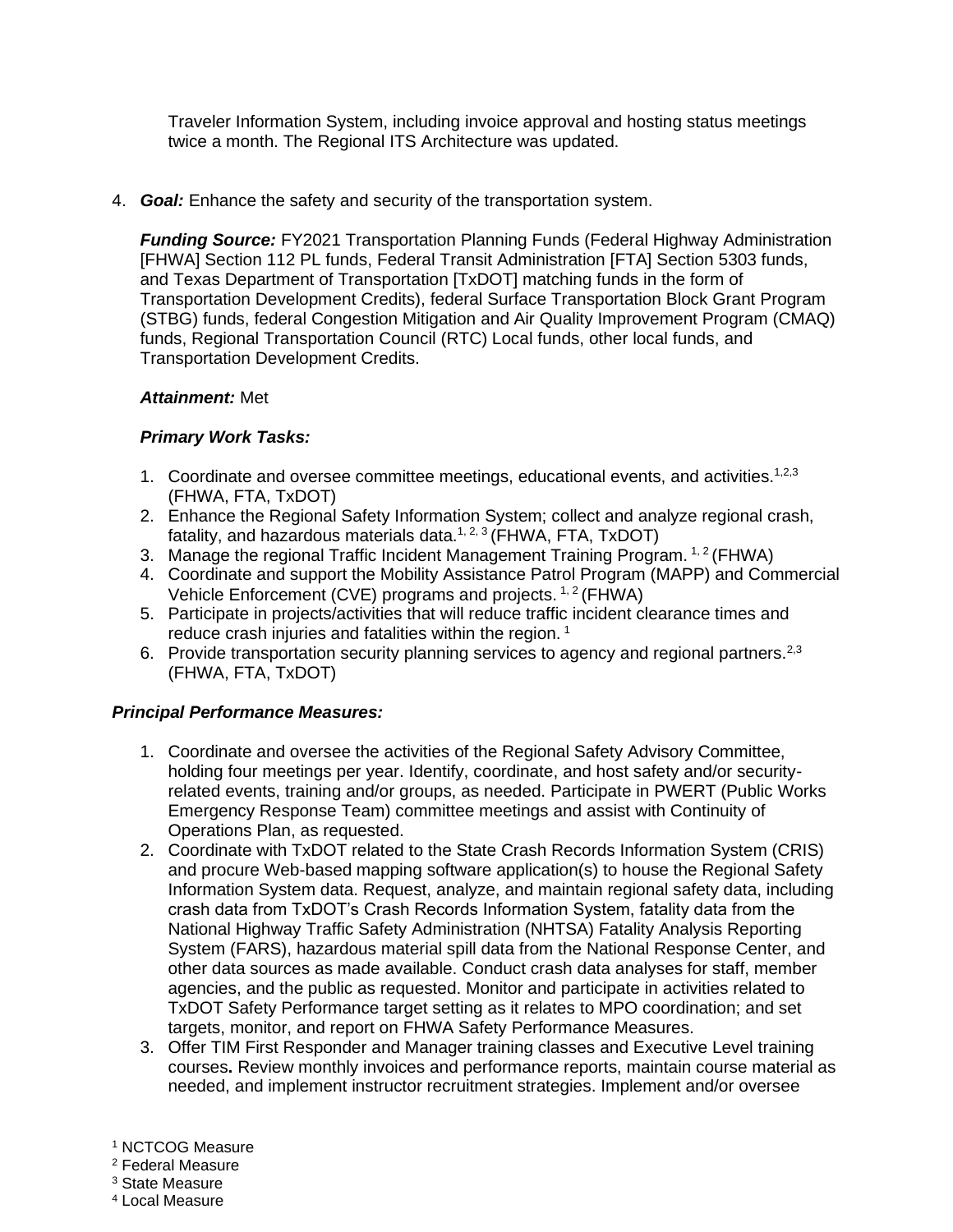Traveler Information System, including invoice approval and hosting status meetings twice a month. The Regional ITS Architecture was updated.

4. ***Goal:*** Enhance the safety and security of the transportation system.

   ***Funding Source:*** FY2021 Transportation Planning Funds (Federal Highway Administration [FHWA] Section 112 PL funds, Federal Transit Administration [FTA] Section 5303 funds, and Texas Department of Transportation [TxDOT] matching funds in the form of Transportation Development Credits), federal Surface Transportation Block Grant Program (STBG) funds, federal Congestion Mitigation and Air Quality Improvement Program (CMAQ) funds, Regional Transportation Council (RTC) Local funds, other local funds, and Transportation Development Credits.

   ***Attainment:*** Met

   ***Primary Work Tasks:***

   1. Coordinate and oversee committee meetings, educational events, and activities.[1,2,3] (FHWA, FTA, TxDOT)
   2. Enhance the Regional Safety Information System; collect and analyze regional crash, fatality, and hazardous materials data.[1, 2, 3] (FHWA, FTA, TxDOT)
   3. Manage the regional Traffic Incident Management Training Program. [1, 2] (FHWA)
   4. Coordinate and support the Mobility Assistance Patrol Program (MAPP) and Commercial Vehicle Enforcement (CVE) programs and projects. [1, 2] (FHWA)
   5. Participate in projects/activities that will reduce traffic incident clearance times and reduce crash injuries and fatalities within the region. [1]
   6. Provide transportation security planning services to agency and regional partners.[2,3] (FHWA, FTA, TxDOT)

***Principal Performance Measures:***

1. Coordinate and oversee the activities of the Regional Safety Advisory Committee, holding four meetings per year. Identify, coordinate, and host safety and/or security-related events, training and/or groups, as needed. Participate in PWERT (Public Works Emergency Response Team) committee meetings and assist with Continuity of Operations Plan, as requested.
2. Coordinate with TxDOT related to the State Crash Records Information System (CRIS) and procure Web-based mapping software application(s) to house the Regional Safety Information System data. Request, analyze, and maintain regional safety data, including crash data from TxDOT's Crash Records Information System, fatality data from the National Highway Traffic Safety Administration (NHTSA) Fatality Analysis Reporting System (FARS), hazardous material spill data from the National Response Center, and other data sources as made available. Conduct crash data analyses for staff, member agencies, and the public as requested. Monitor and participate in activities related to TxDOT Safety Performance target setting as it relates to MPO coordination; and set targets, monitor, and report on FHWA Safety Performance Measures.
3. Offer TIM First Responder and Manager training classes and Executive Level training courses**.** Review monthly invoices and performance reports, maintain course material as needed, and implement instructor recruitment strategies. Implement and/or oversee

[1] NCTCOG Measure
[2] Federal Measure
[3] State Measure
[4] Local Measure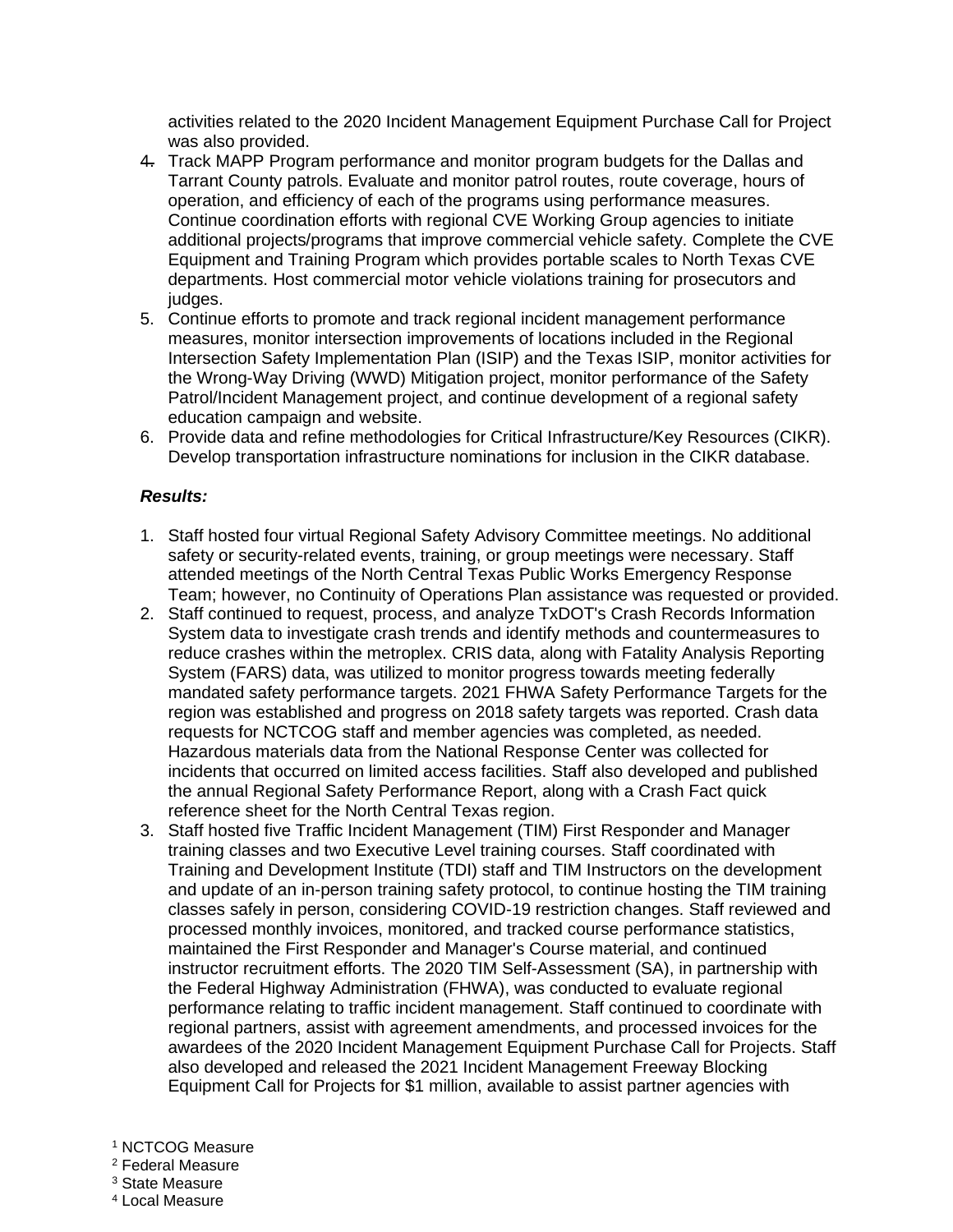activities related to the 2020 Incident Management Equipment Purchase Call for Project was also provided.

4. Track MAPP Program performance and monitor program budgets for the Dallas and Tarrant County patrols. Evaluate and monitor patrol routes, route coverage, hours of operation, and efficiency of each of the programs using performance measures. Continue coordination efforts with regional CVE Working Group agencies to initiate additional projects/programs that improve commercial vehicle safety. Complete the CVE Equipment and Training Program which provides portable scales to North Texas CVE departments. Host commercial motor vehicle violations training for prosecutors and judges.
5. Continue efforts to promote and track regional incident management performance measures, monitor intersection improvements of locations included in the Regional Intersection Safety Implementation Plan (ISIP) and the Texas ISIP, monitor activities for the Wrong-Way Driving (WWD) Mitigation project, monitor performance of the Safety Patrol/Incident Management project, and continue development of a regional safety education campaign and website.
6. Provide data and refine methodologies for Critical Infrastructure/Key Resources (CIKR). Develop transportation infrastructure nominations for inclusion in the CIKR database.

***Results:***

1. Staff hosted four virtual Regional Safety Advisory Committee meetings. No additional safety or security-related events, training, or group meetings were necessary. Staff attended meetings of the North Central Texas Public Works Emergency Response Team; however, no Continuity of Operations Plan assistance was requested or provided.
2. Staff continued to request, process, and analyze TxDOT's Crash Records Information System data to investigate crash trends and identify methods and countermeasures to reduce crashes within the metroplex. CRIS data, along with Fatality Analysis Reporting System (FARS) data, was utilized to monitor progress towards meeting federally mandated safety performance targets. 2021 FHWA Safety Performance Targets for the region was established and progress on 2018 safety targets was reported. Crash data requests for NCTCOG staff and member agencies was completed, as needed. Hazardous materials data from the National Response Center was collected for incidents that occurred on limited access facilities. Staff also developed and published the annual Regional Safety Performance Report, along with a Crash Fact quick reference sheet for the North Central Texas region.
3. Staff hosted five Traffic Incident Management (TIM) First Responder and Manager training classes and two Executive Level training courses. Staff coordinated with Training and Development Institute (TDI) staff and TIM Instructors on the development and update of an in-person training safety protocol, to continue hosting the TIM training classes safely in person, considering COVID-19 restriction changes. Staff reviewed and processed monthly invoices, monitored, and tracked course performance statistics, maintained the First Responder and Manager's Course material, and continued instructor recruitment efforts. The 2020 TIM Self-Assessment (SA), in partnership with the Federal Highway Administration (FHWA), was conducted to evaluate regional performance relating to traffic incident management. Staff continued to coordinate with regional partners, assist with agreement amendments, and processed invoices for the awardees of the 2020 Incident Management Equipment Purchase Call for Projects. Staff also developed and released the 2021 Incident Management Freeway Blocking Equipment Call for Projects for $1 million, available to assist partner agencies with

[1] NCTCOG Measure
[2] Federal Measure
[3] State Measure
[4] Local Measure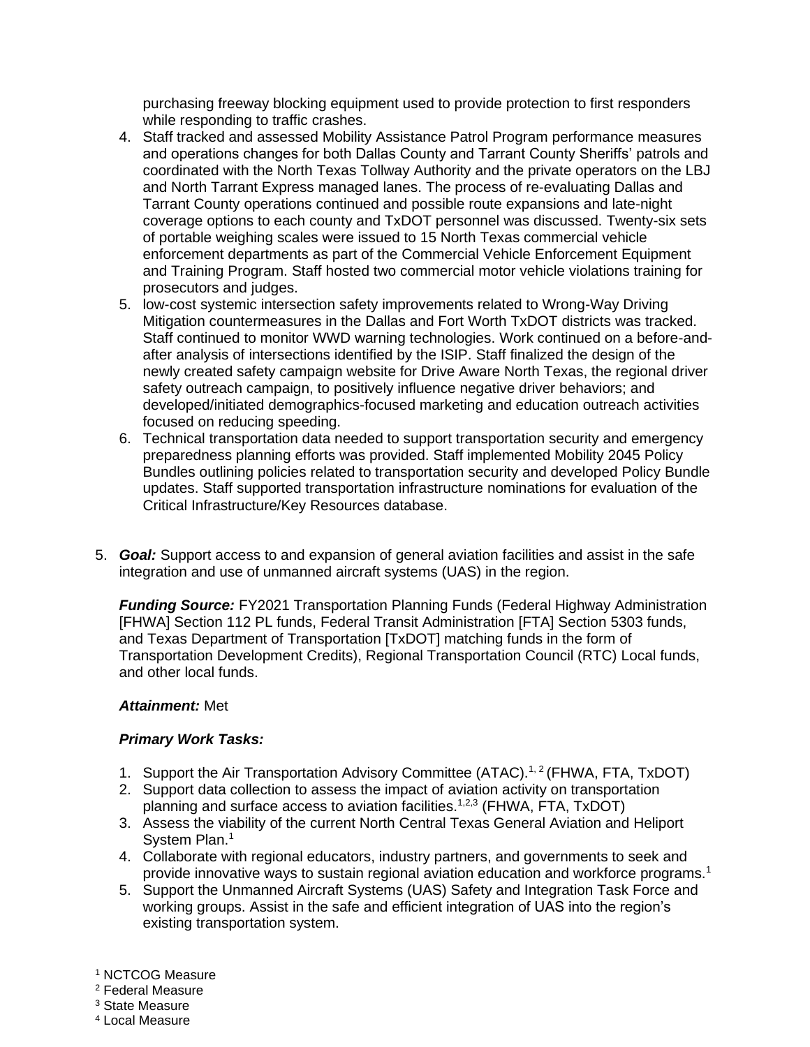purchasing freeway blocking equipment used to provide protection to first responders while responding to traffic crashes.

4. Staff tracked and assessed Mobility Assistance Patrol Program performance measures and operations changes for both Dallas County and Tarrant County Sheriffs' patrols and coordinated with the North Texas Tollway Authority and the private operators on the LBJ and North Tarrant Express managed lanes. The process of re-evaluating Dallas and Tarrant County operations continued and possible route expansions and late-night coverage options to each county and TxDOT personnel was discussed. Twenty-six sets of portable weighing scales were issued to 15 North Texas commercial vehicle enforcement departments as part of the Commercial Vehicle Enforcement Equipment and Training Program. Staff hosted two commercial motor vehicle violations training for prosecutors and judges.
5. low-cost systemic intersection safety improvements related to Wrong-Way Driving Mitigation countermeasures in the Dallas and Fort Worth TxDOT districts was tracked. Staff continued to monitor WWD warning technologies. Work continued on a before-and-after analysis of intersections identified by the ISIP. Staff finalized the design of the newly created safety campaign website for Drive Aware North Texas, the regional driver safety outreach campaign, to positively influence negative driver behaviors; and developed/initiated demographics-focused marketing and education outreach activities focused on reducing speeding.
6. Technical transportation data needed to support transportation security and emergency preparedness planning efforts was provided. Staff implemented Mobility 2045 Policy Bundles outlining policies related to transportation security and developed Policy Bundle updates. Staff supported transportation infrastructure nominations for evaluation of the Critical Infrastructure/Key Resources database.

5. ***Goal:*** Support access to and expansion of general aviation facilities and assist in the safe integration and use of unmanned aircraft systems (UAS) in the region.

   ***Funding Source:*** FY2021 Transportation Planning Funds (Federal Highway Administration [FHWA] Section 112 PL funds, Federal Transit Administration [FTA] Section 5303 funds, and Texas Department of Transportation [TxDOT] matching funds in the form of Transportation Development Credits), Regional Transportation Council (RTC) Local funds, and other local funds.

   ***Attainment:*** Met

   ***Primary Work Tasks:***

   1. Support the Air Transportation Advisory Committee (ATAC).[1, 2] (FHWA, FTA, TxDOT)
   2. Support data collection to assess the impact of aviation activity on transportation planning and surface access to aviation facilities.[1,2,3] (FHWA, FTA, TxDOT)
   3. Assess the viability of the current North Central Texas General Aviation and Heliport System Plan.[1]
   4. Collaborate with regional educators, industry partners, and governments to seek and provide innovative ways to sustain regional aviation education and workforce programs.[1]
   5. Support the Unmanned Aircraft Systems (UAS) Safety and Integration Task Force and working groups. Assist in the safe and efficient integration of UAS into the region's existing transportation system.

[1] NCTCOG Measure
[2] Federal Measure
[3] State Measure
[4] Local Measure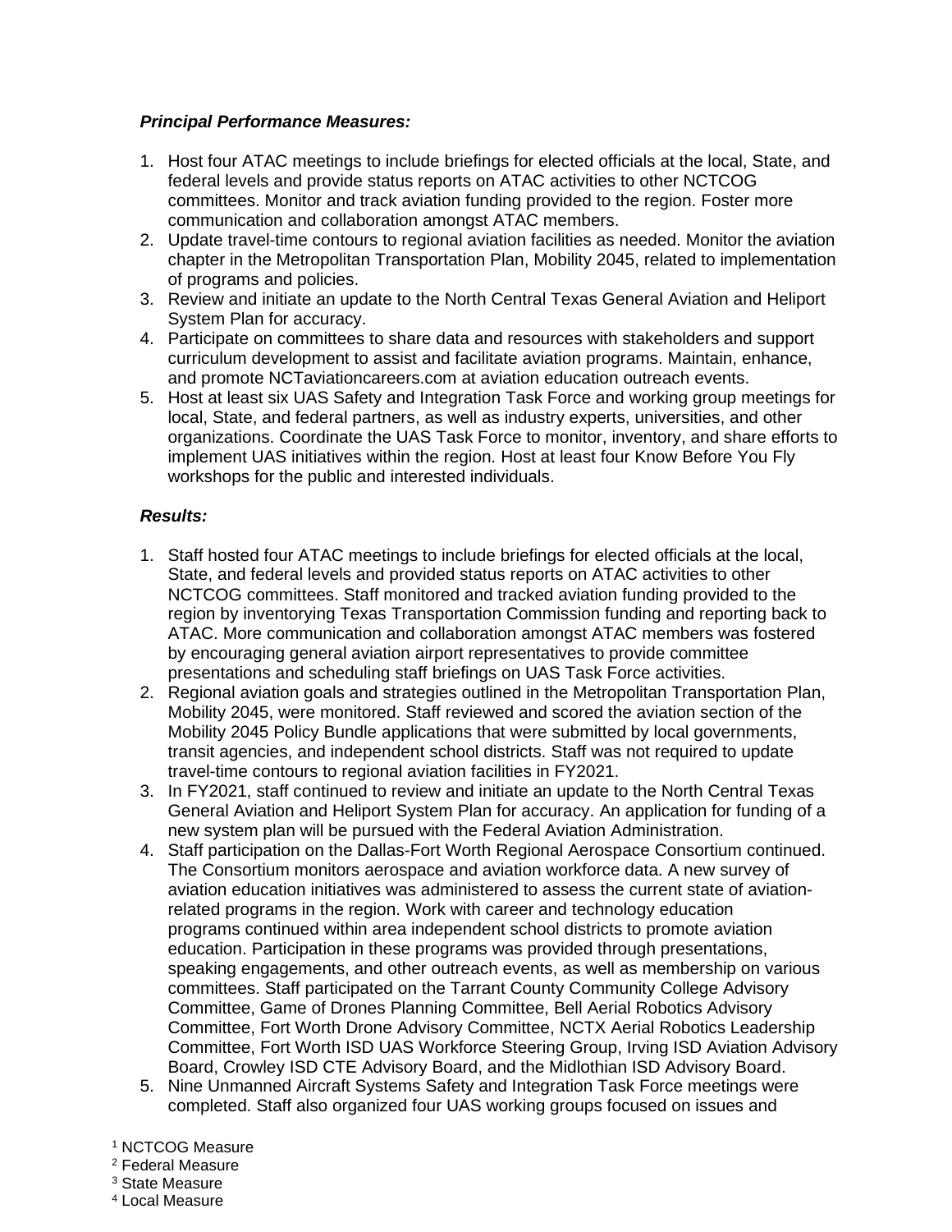***Principal Performance Measures:***

1. Host four ATAC meetings to include briefings for elected officials at the local, State, and federal levels and provide status reports on ATAC activities to other NCTCOG committees. Monitor and track aviation funding provided to the region. Foster more communication and collaboration amongst ATAC members.
2. Update travel-time contours to regional aviation facilities as needed. Monitor the aviation chapter in the Metropolitan Transportation Plan, Mobility 2045, related to implementation of programs and policies.
3. Review and initiate an update to the North Central Texas General Aviation and Heliport System Plan for accuracy.
4. Participate on committees to share data and resources with stakeholders and support curriculum development to assist and facilitate aviation programs. Maintain, enhance, and promote NCTaviationcareers.com at aviation education outreach events.
5. Host at least six UAS Safety and Integration Task Force and working group meetings for local, State, and federal partners, as well as industry experts, universities, and other organizations. Coordinate the UAS Task Force to monitor, inventory, and share efforts to implement UAS initiatives within the region. Host at least four Know Before You Fly workshops for the public and interested individuals.

***Results:***

1. Staff hosted four ATAC meetings to include briefings for elected officials at the local, State, and federal levels and provided status reports on ATAC activities to other NCTCOG committees. Staff monitored and tracked aviation funding provided to the region by inventorying Texas Transportation Commission funding and reporting back to ATAC. More communication and collaboration amongst ATAC members was fostered by encouraging general aviation airport representatives to provide committee presentations and scheduling staff briefings on UAS Task Force activities.
2. Regional aviation goals and strategies outlined in the Metropolitan Transportation Plan, Mobility 2045, were monitored. Staff reviewed and scored the aviation section of the Mobility 2045 Policy Bundle applications that were submitted by local governments, transit agencies, and independent school districts. Staff was not required to update travel-time contours to regional aviation facilities in FY2021.
3. In FY2021, staff continued to review and initiate an update to the North Central Texas General Aviation and Heliport System Plan for accuracy. An application for funding of a new system plan will be pursued with the Federal Aviation Administration.
4. Staff participation on the Dallas-Fort Worth Regional Aerospace Consortium continued. The Consortium monitors aerospace and aviation workforce data. A new survey of aviation education initiatives was administered to assess the current state of aviation-related programs in the region. Work with career and technology education programs continued within area independent school districts to promote aviation education. Participation in these programs was provided through presentations, speaking engagements, and other outreach events, as well as membership on various committees. Staff participated on the Tarrant County Community College Advisory Committee, Game of Drones Planning Committee, Bell Aerial Robotics Advisory Committee, Fort Worth Drone Advisory Committee, NCTX Aerial Robotics Leadership Committee, Fort Worth ISD UAS Workforce Steering Group, Irving ISD Aviation Advisory Board, Crowley ISD CTE Advisory Board, and the Midlothian ISD Advisory Board.
5. Nine Unmanned Aircraft Systems Safety and Integration Task Force meetings were completed. Staff also organized four UAS working groups focused on issues and

[1] NCTCOG Measure
[2] Federal Measure
[3] State Measure
[4] Local Measure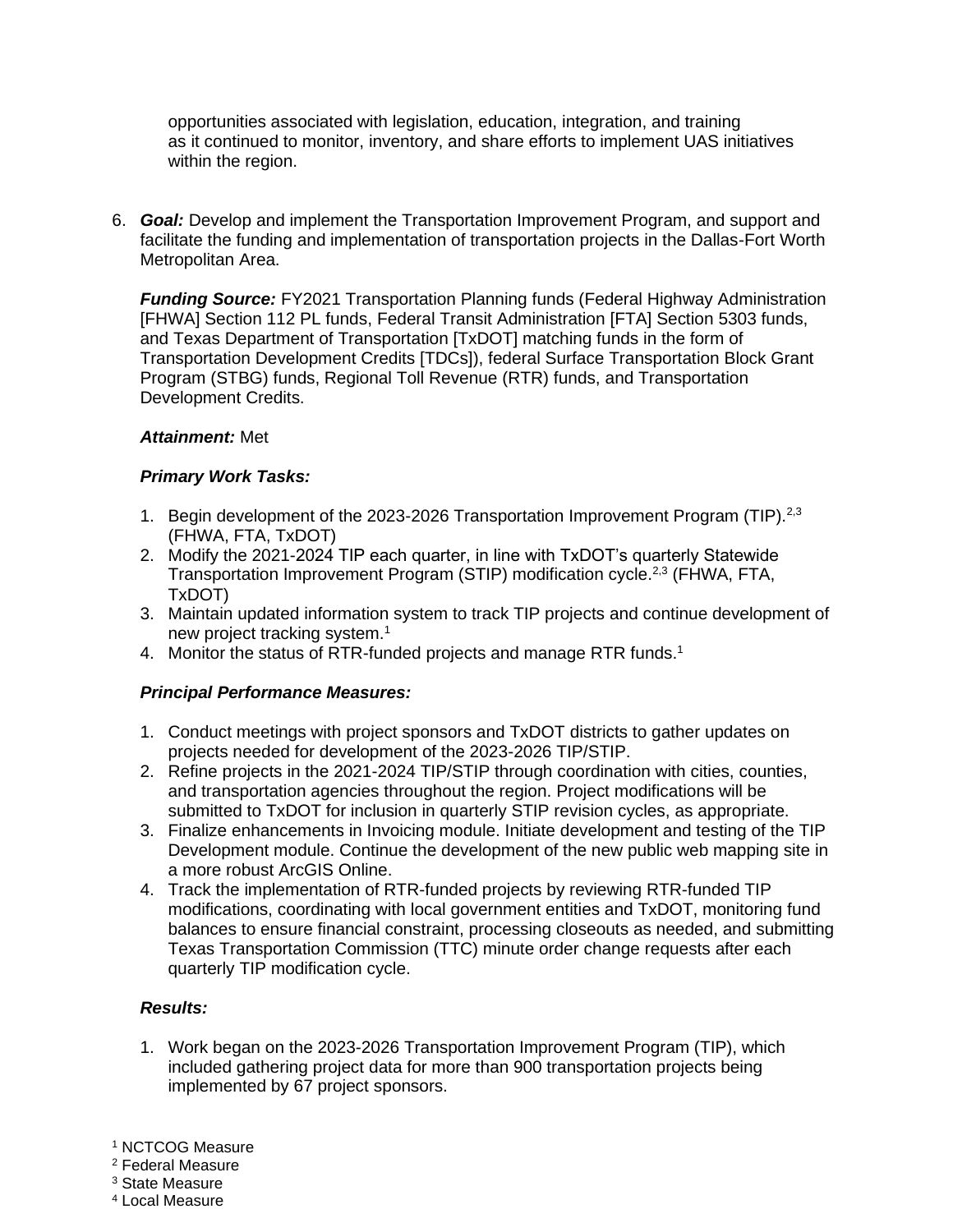opportunities associated with legislation, education, integration, and training as it continued to monitor, inventory, and share efforts to implement UAS initiatives within the region.

6. ***Goal:*** Develop and implement the Transportation Improvement Program, and support and facilitate the funding and implementation of transportation projects in the Dallas-Fort Worth Metropolitan Area.

   ***Funding Source:*** FY2021 Transportation Planning funds (Federal Highway Administration [FHWA] Section 112 PL funds, Federal Transit Administration [FTA] Section 5303 funds, and Texas Department of Transportation [TxDOT] matching funds in the form of Transportation Development Credits [TDCs]), federal Surface Transportation Block Grant Program (STBG) funds, Regional Toll Revenue (RTR) funds, and Transportation Development Credits.

   ***Attainment:*** Met

   ***Primary Work Tasks:***

   1. Begin development of the 2023-2026 Transportation Improvement Program (TIP).[2,3] (FHWA, FTA, TxDOT)
   2. Modify the 2021-2024 TIP each quarter, in line with TxDOT's quarterly Statewide Transportation Improvement Program (STIP) modification cycle.[2,3] (FHWA, FTA, TxDOT)
   3. Maintain updated information system to track TIP projects and continue development of new project tracking system.[1]
   4. Monitor the status of RTR-funded projects and manage RTR funds.[1]

   ***Principal Performance Measures:***

   1. Conduct meetings with project sponsors and TxDOT districts to gather updates on projects needed for development of the 2023-2026 TIP/STIP.
   2. Refine projects in the 2021-2024 TIP/STIP through coordination with cities, counties, and transportation agencies throughout the region. Project modifications will be submitted to TxDOT for inclusion in quarterly STIP revision cycles, as appropriate.
   3. Finalize enhancements in Invoicing module. Initiate development and testing of the TIP Development module. Continue the development of the new public web mapping site in a more robust ArcGIS Online.
   4. Track the implementation of RTR-funded projects by reviewing RTR-funded TIP modifications, coordinating with local government entities and TxDOT, monitoring fund balances to ensure financial constraint, processing closeouts as needed, and submitting Texas Transportation Commission (TTC) minute order change requests after each quarterly TIP modification cycle.

   ***Results:***

   1. Work began on the 2023-2026 Transportation Improvement Program (TIP), which included gathering project data for more than 900 transportation projects being implemented by 67 project sponsors.

[1] NCTCOG Measure
[2] Federal Measure
[3] State Measure
[4] Local Measure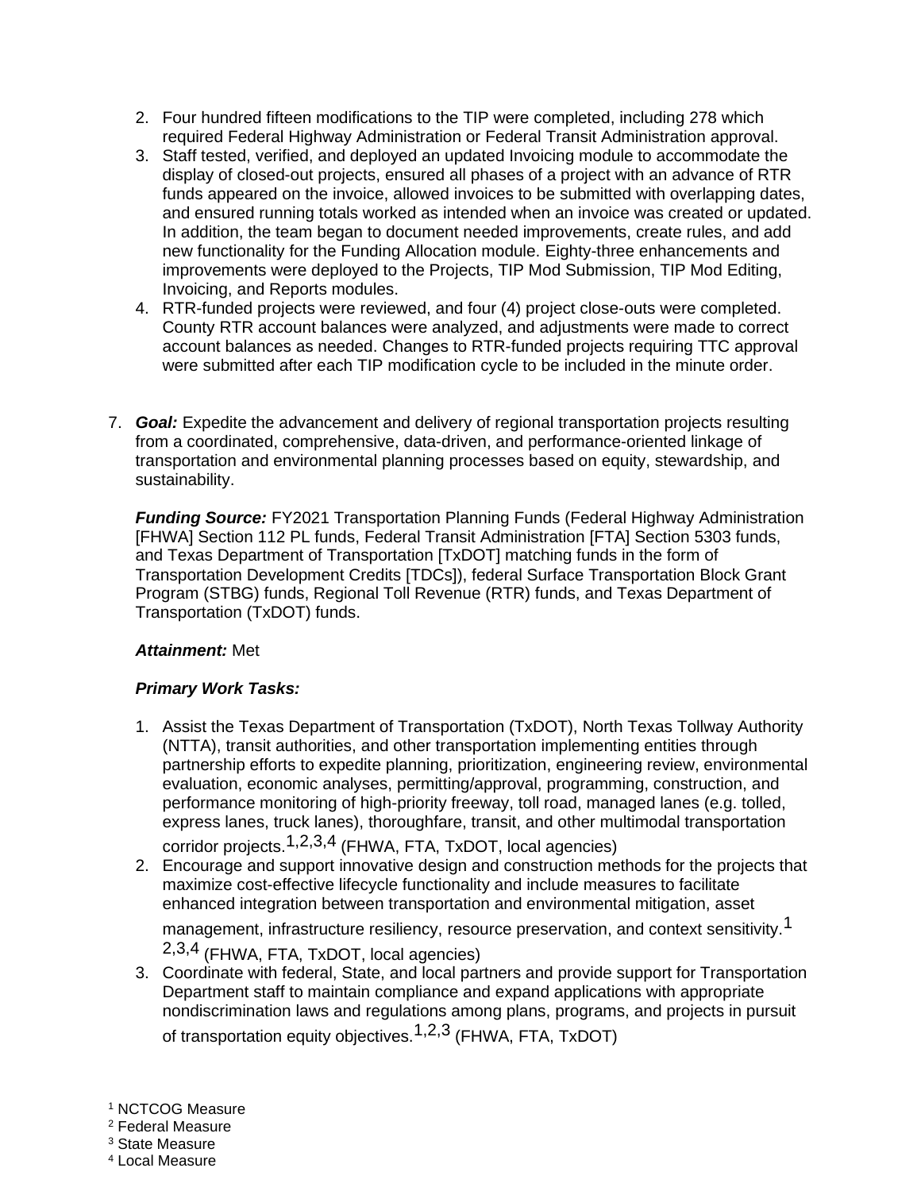2. Four hundred fifteen modifications to the TIP were completed, including 278 which required Federal Highway Administration or Federal Transit Administration approval.
3. Staff tested, verified, and deployed an updated Invoicing module to accommodate the display of closed-out projects, ensured all phases of a project with an advance of RTR funds appeared on the invoice, allowed invoices to be submitted with overlapping dates, and ensured running totals worked as intended when an invoice was created or updated. In addition, the team began to document needed improvements, create rules, and add new functionality for the Funding Allocation module. Eighty-three enhancements and improvements were deployed to the Projects, TIP Mod Submission, TIP Mod Editing, Invoicing, and Reports modules.
4. RTR-funded projects were reviewed, and four (4) project close-outs were completed. County RTR account balances were analyzed, and adjustments were made to correct account balances as needed. Changes to RTR-funded projects requiring TTC approval were submitted after each TIP modification cycle to be included in the minute order.

7. ***Goal:*** Expedite the advancement and delivery of regional transportation projects resulting from a coordinated, comprehensive, data-driven, and performance-oriented linkage of transportation and environmental planning processes based on equity, stewardship, and sustainability.

   ***Funding Source:*** FY2021 Transportation Planning Funds (Federal Highway Administration [FHWA] Section 112 PL funds, Federal Transit Administration [FTA] Section 5303 funds, and Texas Department of Transportation [TxDOT] matching funds in the form of Transportation Development Credits [TDCs]), federal Surface Transportation Block Grant Program (STBG) funds, Regional Toll Revenue (RTR) funds, and Texas Department of Transportation (TxDOT) funds.

   ***Attainment:*** Met

   ***Primary Work Tasks:***

   1. Assist the Texas Department of Transportation (TxDOT), North Texas Tollway Authority (NTTA), transit authorities, and other transportation implementing entities through partnership efforts to expedite planning, prioritization, engineering review, environmental evaluation, economic analyses, permitting/approval, programming, construction, and performance monitoring of high-priority freeway, toll road, managed lanes (e.g. tolled, express lanes, truck lanes), thoroughfare, transit, and other multimodal transportation corridor projects.[1,2,3,4] (FHWA, FTA, TxDOT, local agencies)
   2. Encourage and support innovative design and construction methods for the projects that maximize cost-effective lifecycle functionality and include measures to facilitate enhanced integration between transportation and environmental mitigation, asset management, infrastructure resiliency, resource preservation, and context sensitivity.[1,2,3,4] (FHWA, FTA, TxDOT, local agencies)
   3. Coordinate with federal, State, and local partners and provide support for Transportation Department staff to maintain compliance and expand applications with appropriate nondiscrimination laws and regulations among plans, programs, and projects in pursuit of transportation equity objectives.[1,2,3] (FHWA, FTA, TxDOT)

[1] NCTCOG Measure
[2] Federal Measure
[3] State Measure
[4] Local Measure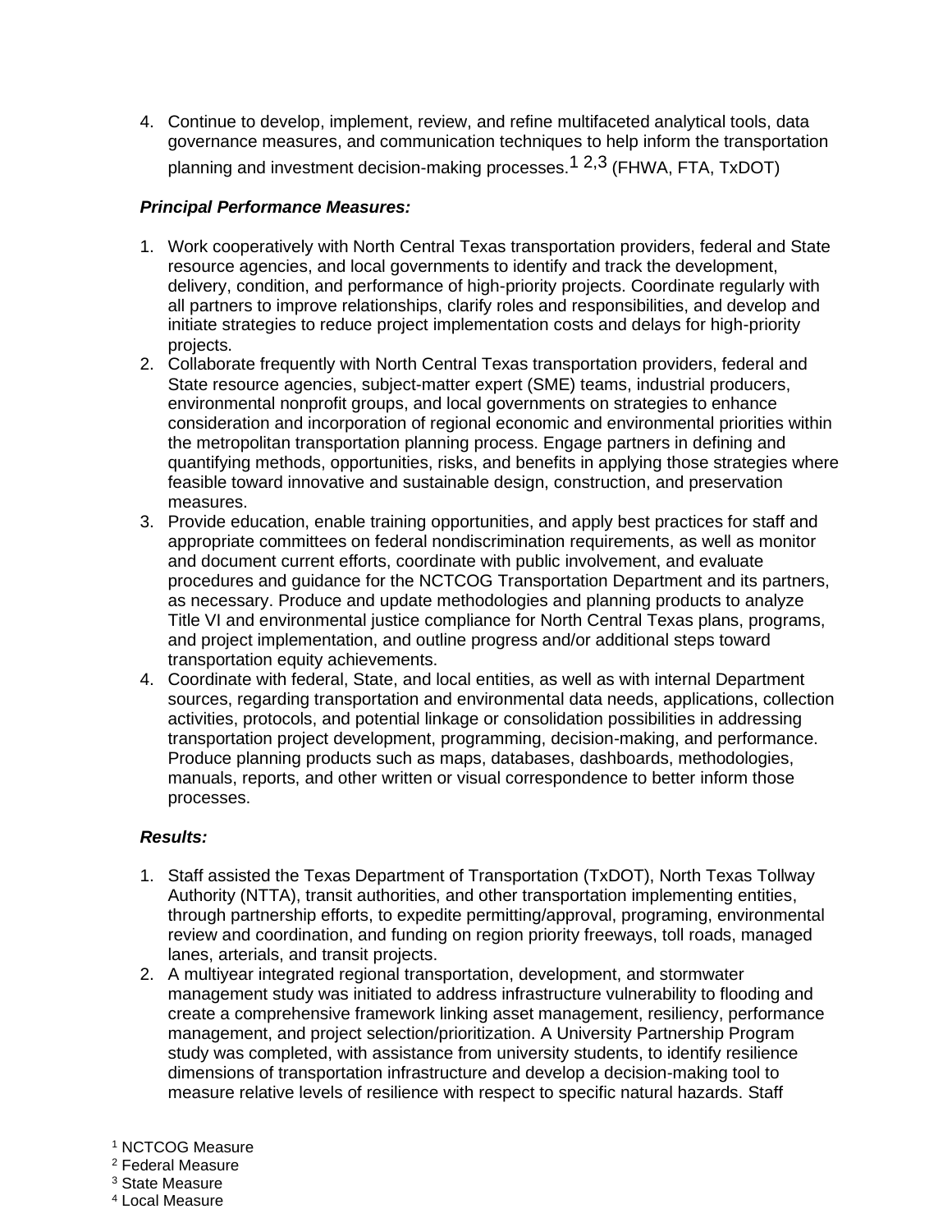4. Continue to develop, implement, review, and refine multifaceted analytical tools, data governance measures, and communication techniques to help inform the transportation planning and investment decision-making processes.[1 2,3] (FHWA, FTA, TxDOT)

***Principal Performance Measures:***

1. Work cooperatively with North Central Texas transportation providers, federal and State resource agencies, and local governments to identify and track the development, delivery, condition, and performance of high-priority projects. Coordinate regularly with all partners to improve relationships, clarify roles and responsibilities, and develop and initiate strategies to reduce project implementation costs and delays for high-priority projects.
2. Collaborate frequently with North Central Texas transportation providers, federal and State resource agencies, subject-matter expert (SME) teams, industrial producers, environmental nonprofit groups, and local governments on strategies to enhance consideration and incorporation of regional economic and environmental priorities within the metropolitan transportation planning process. Engage partners in defining and quantifying methods, opportunities, risks, and benefits in applying those strategies where feasible toward innovative and sustainable design, construction, and preservation measures.
3. Provide education, enable training opportunities, and apply best practices for staff and appropriate committees on federal nondiscrimination requirements, as well as monitor and document current efforts, coordinate with public involvement, and evaluate procedures and guidance for the NCTCOG Transportation Department and its partners, as necessary. Produce and update methodologies and planning products to analyze Title VI and environmental justice compliance for North Central Texas plans, programs, and project implementation, and outline progress and/or additional steps toward transportation equity achievements.
4. Coordinate with federal, State, and local entities, as well as with internal Department sources, regarding transportation and environmental data needs, applications, collection activities, protocols, and potential linkage or consolidation possibilities in addressing transportation project development, programming, decision-making, and performance. Produce planning products such as maps, databases, dashboards, methodologies, manuals, reports, and other written or visual correspondence to better inform those processes.

***Results:***

1. Staff assisted the Texas Department of Transportation (TxDOT), North Texas Tollway Authority (NTTA), transit authorities, and other transportation implementing entities, through partnership efforts, to expedite permitting/approval, programing, environmental review and coordination, and funding on region priority freeways, toll roads, managed lanes, arterials, and transit projects.
2. A multiyear integrated regional transportation, development, and stormwater management study was initiated to address infrastructure vulnerability to flooding and create a comprehensive framework linking asset management, resiliency, performance management, and project selection/prioritization. A University Partnership Program study was completed, with assistance from university students, to identify resilience dimensions of transportation infrastructure and develop a decision-making tool to measure relative levels of resilience with respect to specific natural hazards. Staff

[1] NCTCOG Measure
[2] Federal Measure
[3] State Measure
[4] Local Measure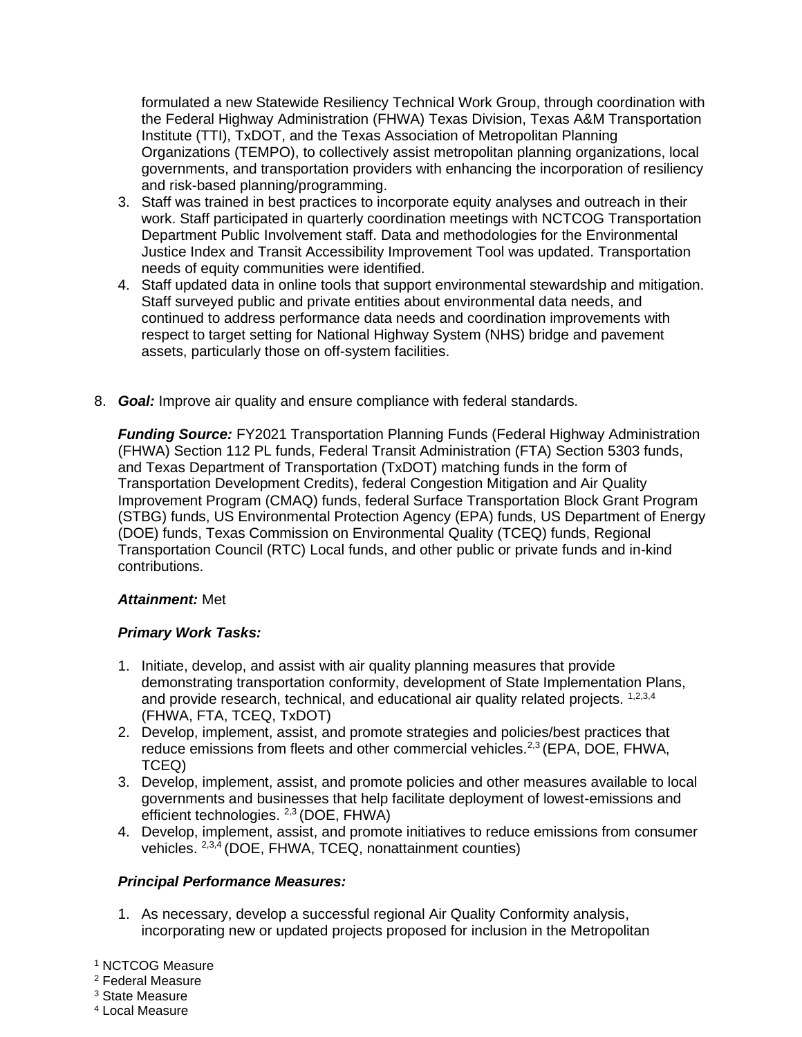formulated a new Statewide Resiliency Technical Work Group, through coordination with the Federal Highway Administration (FHWA) Texas Division, Texas A&M Transportation Institute (TTI), TxDOT, and the Texas Association of Metropolitan Planning Organizations (TEMPO), to collectively assist metropolitan planning organizations, local governments, and transportation providers with enhancing the incorporation of resiliency and risk-based planning/programming.

3. Staff was trained in best practices to incorporate equity analyses and outreach in their work. Staff participated in quarterly coordination meetings with NCTCOG Transportation Department Public Involvement staff. Data and methodologies for the Environmental Justice Index and Transit Accessibility Improvement Tool was updated. Transportation needs of equity communities were identified.
4. Staff updated data in online tools that support environmental stewardship and mitigation. Staff surveyed public and private entities about environmental data needs, and continued to address performance data needs and coordination improvements with respect to target setting for National Highway System (NHS) bridge and pavement assets, particularly those on off-system facilities.

8. ***Goal:*** Improve air quality and ensure compliance with federal standards.

   ***Funding Source:*** FY2021 Transportation Planning Funds (Federal Highway Administration (FHWA) Section 112 PL funds, Federal Transit Administration (FTA) Section 5303 funds, and Texas Department of Transportation (TxDOT) matching funds in the form of Transportation Development Credits), federal Congestion Mitigation and Air Quality Improvement Program (CMAQ) funds, federal Surface Transportation Block Grant Program (STBG) funds, US Environmental Protection Agency (EPA) funds, US Department of Energy (DOE) funds, Texas Commission on Environmental Quality (TCEQ) funds, Regional Transportation Council (RTC) Local funds, and other public or private funds and in-kind contributions.

   ***Attainment:*** Met

   ***Primary Work Tasks:***

   1. Initiate, develop, and assist with air quality planning measures that provide demonstrating transportation conformity, development of State Implementation Plans, and provide research, technical, and educational air quality related projects. [1,2,3,4] (FHWA, FTA, TCEQ, TxDOT)
   2. Develop, implement, assist, and promote strategies and policies/best practices that reduce emissions from fleets and other commercial vehicles.[2,3] (EPA, DOE, FHWA, TCEQ)
   3. Develop, implement, assist, and promote policies and other measures available to local governments and businesses that help facilitate deployment of lowest-emissions and efficient technologies. [2,3] (DOE, FHWA)
   4. Develop, implement, assist, and promote initiatives to reduce emissions from consumer vehicles. [2,3,4] (DOE, FHWA, TCEQ, nonattainment counties)

   ***Principal Performance Measures:***

   1. As necessary, develop a successful regional Air Quality Conformity analysis, incorporating new or updated projects proposed for inclusion in the Metropolitan

[1] NCTCOG Measure
[2] Federal Measure
[3] State Measure
[4] Local Measure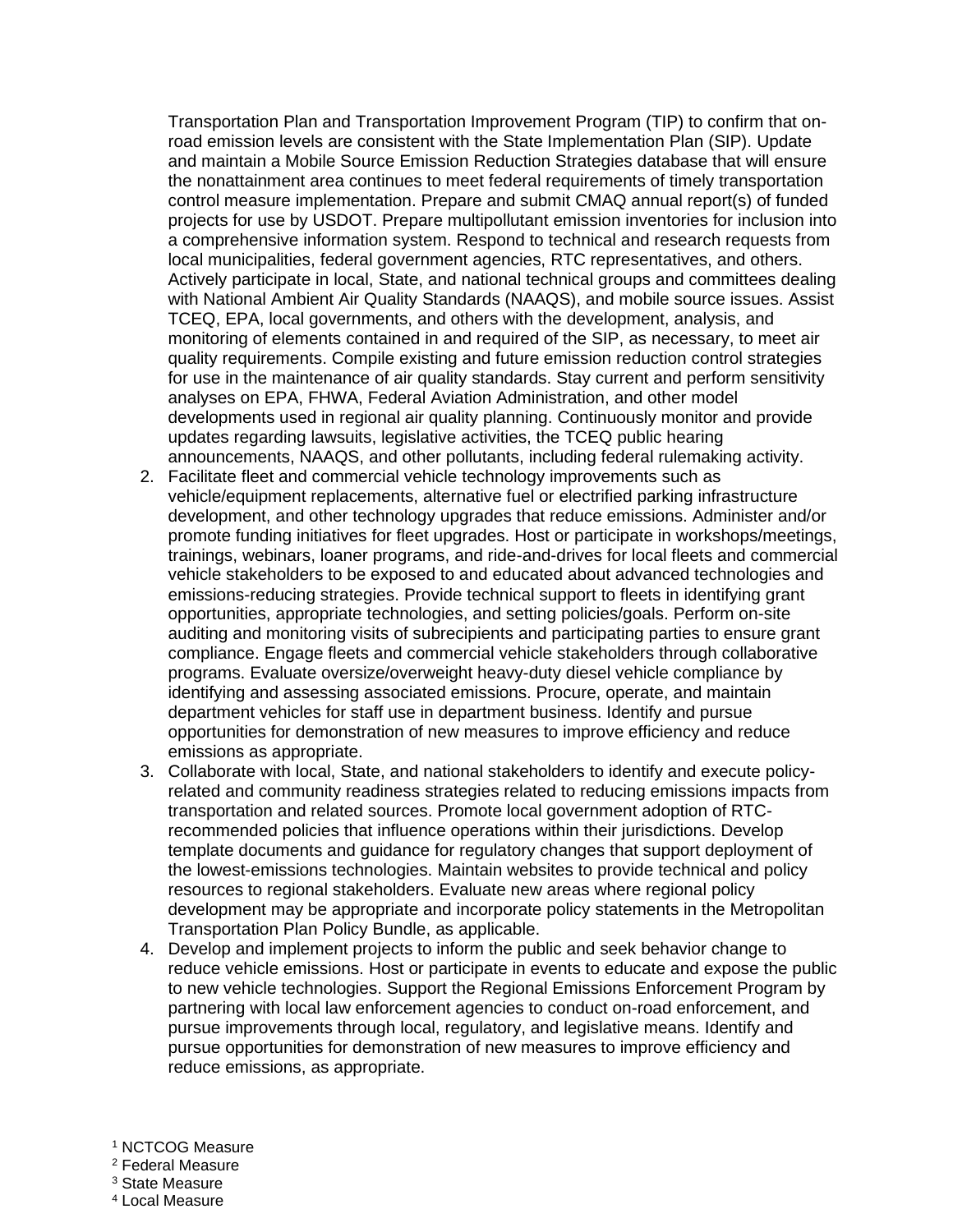Transportation Plan and Transportation Improvement Program (TIP) to confirm that on-road emission levels are consistent with the State Implementation Plan (SIP). Update and maintain a Mobile Source Emission Reduction Strategies database that will ensure the nonattainment area continues to meet federal requirements of timely transportation control measure implementation. Prepare and submit CMAQ annual report(s) of funded projects for use by USDOT. Prepare multipollutant emission inventories for inclusion into a comprehensive information system. Respond to technical and research requests from local municipalities, federal government agencies, RTC representatives, and others. Actively participate in local, State, and national technical groups and committees dealing with National Ambient Air Quality Standards (NAAQS), and mobile source issues. Assist TCEQ, EPA, local governments, and others with the development, analysis, and monitoring of elements contained in and required of the SIP, as necessary, to meet air quality requirements. Compile existing and future emission reduction control strategies for use in the maintenance of air quality standards. Stay current and perform sensitivity analyses on EPA, FHWA, Federal Aviation Administration, and other model developments used in regional air quality planning. Continuously monitor and provide updates regarding lawsuits, legislative activities, the TCEQ public hearing announcements, NAAQS, and other pollutants, including federal rulemaking activity.

2. Facilitate fleet and commercial vehicle technology improvements such as vehicle/equipment replacements, alternative fuel or electrified parking infrastructure development, and other technology upgrades that reduce emissions. Administer and/or promote funding initiatives for fleet upgrades. Host or participate in workshops/meetings, trainings, webinars, loaner programs, and ride-and-drives for local fleets and commercial vehicle stakeholders to be exposed to and educated about advanced technologies and emissions-reducing strategies. Provide technical support to fleets in identifying grant opportunities, appropriate technologies, and setting policies/goals. Perform on-site auditing and monitoring visits of subrecipients and participating parties to ensure grant compliance. Engage fleets and commercial vehicle stakeholders through collaborative programs. Evaluate oversize/overweight heavy-duty diesel vehicle compliance by identifying and assessing associated emissions. Procure, operate, and maintain department vehicles for staff use in department business. Identify and pursue opportunities for demonstration of new measures to improve efficiency and reduce emissions as appropriate.
3. Collaborate with local, State, and national stakeholders to identify and execute policy-related and community readiness strategies related to reducing emissions impacts from transportation and related sources. Promote local government adoption of RTC-recommended policies that influence operations within their jurisdictions. Develop template documents and guidance for regulatory changes that support deployment of the lowest-emissions technologies. Maintain websites to provide technical and policy resources to regional stakeholders. Evaluate new areas where regional policy development may be appropriate and incorporate policy statements in the Metropolitan Transportation Plan Policy Bundle, as applicable.
4. Develop and implement projects to inform the public and seek behavior change to reduce vehicle emissions. Host or participate in events to educate and expose the public to new vehicle technologies. Support the Regional Emissions Enforcement Program by partnering with local law enforcement agencies to conduct on-road enforcement, and pursue improvements through local, regulatory, and legislative means. Identify and pursue opportunities for demonstration of new measures to improve efficiency and reduce emissions, as appropriate.

[1] NCTCOG Measure
[2] Federal Measure
[3] State Measure
[4] Local Measure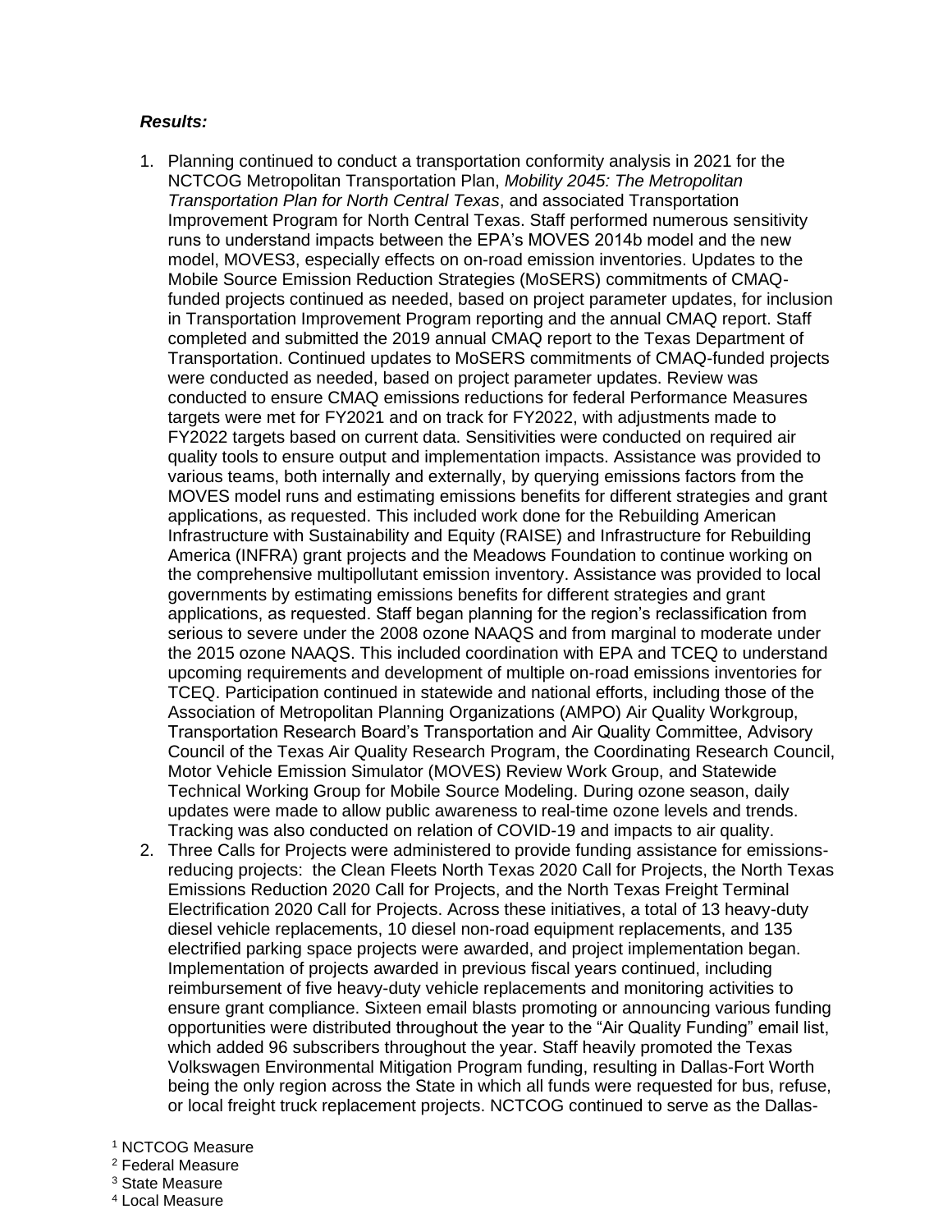***Results:***

1. Planning continued to conduct a transportation conformity analysis in 2021 for the NCTCOG Metropolitan Transportation Plan, *Mobility 2045: The Metropolitan Transportation Plan for North Central Texas*, and associated Transportation Improvement Program for North Central Texas. Staff performed numerous sensitivity runs to understand impacts between the EPA's MOVES 2014b model and the new model, MOVES3, especially effects on on-road emission inventories. Updates to the Mobile Source Emission Reduction Strategies (MoSERS) commitments of CMAQ-funded projects continued as needed, based on project parameter updates, for inclusion in Transportation Improvement Program reporting and the annual CMAQ report. Staff completed and submitted the 2019 annual CMAQ report to the Texas Department of Transportation. Continued updates to MoSERS commitments of CMAQ-funded projects were conducted as needed, based on project parameter updates. Review was conducted to ensure CMAQ emissions reductions for federal Performance Measures targets were met for FY2021 and on track for FY2022, with adjustments made to FY2022 targets based on current data. Sensitivities were conducted on required air quality tools to ensure output and implementation impacts. Assistance was provided to various teams, both internally and externally, by querying emissions factors from the MOVES model runs and estimating emissions benefits for different strategies and grant applications, as requested. This included work done for the Rebuilding American Infrastructure with Sustainability and Equity (RAISE) and Infrastructure for Rebuilding America (INFRA) grant projects and the Meadows Foundation to continue working on the comprehensive multipollutant emission inventory. Assistance was provided to local governments by estimating emissions benefits for different strategies and grant applications, as requested. Staff began planning for the region's reclassification from serious to severe under the 2008 ozone NAAQS and from marginal to moderate under the 2015 ozone NAAQS. This included coordination with EPA and TCEQ to understand upcoming requirements and development of multiple on-road emissions inventories for TCEQ. Participation continued in statewide and national efforts, including those of the Association of Metropolitan Planning Organizations (AMPO) Air Quality Workgroup, Transportation Research Board's Transportation and Air Quality Committee, Advisory Council of the Texas Air Quality Research Program, the Coordinating Research Council, Motor Vehicle Emission Simulator (MOVES) Review Work Group, and Statewide Technical Working Group for Mobile Source Modeling. During ozone season, daily updates were made to allow public awareness to real-time ozone levels and trends. Tracking was also conducted on relation of COVID-19 and impacts to air quality.
2. Three Calls for Projects were administered to provide funding assistance for emissions-reducing projects: the Clean Fleets North Texas 2020 Call for Projects, the North Texas Emissions Reduction 2020 Call for Projects, and the North Texas Freight Terminal Electrification 2020 Call for Projects. Across these initiatives, a total of 13 heavy-duty diesel vehicle replacements, 10 diesel non-road equipment replacements, and 135 electrified parking space projects were awarded, and project implementation began. Implementation of projects awarded in previous fiscal years continued, including reimbursement of five heavy-duty vehicle replacements and monitoring activities to ensure grant compliance. Sixteen email blasts promoting or announcing various funding opportunities were distributed throughout the year to the "Air Quality Funding" email list, which added 96 subscribers throughout the year. Staff heavily promoted the Texas Volkswagen Environmental Mitigation Program funding, resulting in Dallas-Fort Worth being the only region across the State in which all funds were requested for bus, refuse, or local freight truck replacement projects. NCTCOG continued to serve as the Dallas-

[1] NCTCOG Measure
[2] Federal Measure
[3] State Measure
[4] Local Measure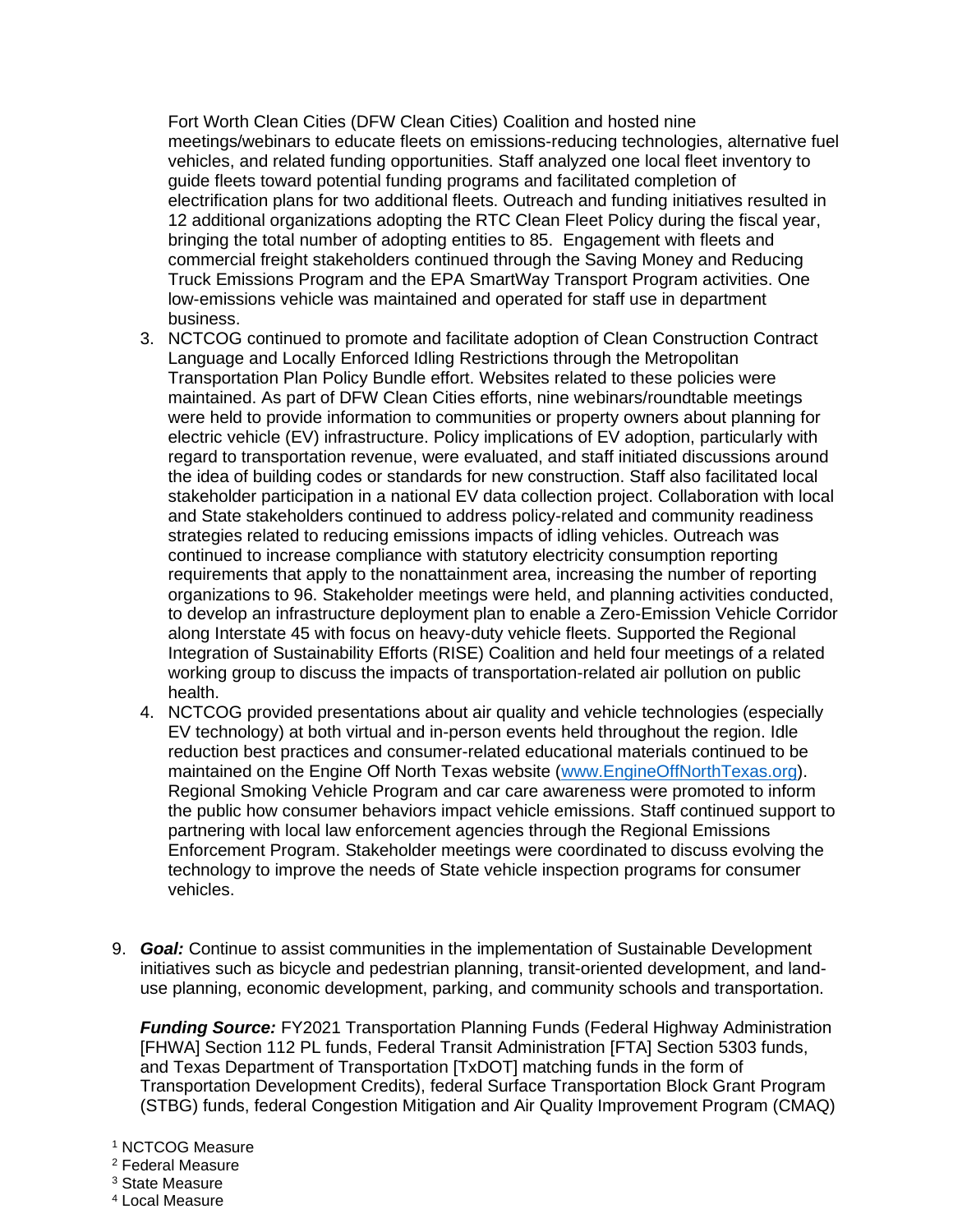Fort Worth Clean Cities (DFW Clean Cities) Coalition and hosted nine meetings/webinars to educate fleets on emissions-reducing technologies, alternative fuel vehicles, and related funding opportunities. Staff analyzed one local fleet inventory to guide fleets toward potential funding programs and facilitated completion of electrification plans for two additional fleets. Outreach and funding initiatives resulted in 12 additional organizations adopting the RTC Clean Fleet Policy during the fiscal year, bringing the total number of adopting entities to 85. Engagement with fleets and commercial freight stakeholders continued through the Saving Money and Reducing Truck Emissions Program and the EPA SmartWay Transport Program activities. One low-emissions vehicle was maintained and operated for staff use in department business.

3. NCTCOG continued to promote and facilitate adoption of Clean Construction Contract Language and Locally Enforced Idling Restrictions through the Metropolitan Transportation Plan Policy Bundle effort. Websites related to these policies were maintained. As part of DFW Clean Cities efforts, nine webinars/roundtable meetings were held to provide information to communities or property owners about planning for electric vehicle (EV) infrastructure. Policy implications of EV adoption, particularly with regard to transportation revenue, were evaluated, and staff initiated discussions around the idea of building codes or standards for new construction. Staff also facilitated local stakeholder participation in a national EV data collection project. Collaboration with local and State stakeholders continued to address policy-related and community readiness strategies related to reducing emissions impacts of idling vehicles. Outreach was continued to increase compliance with statutory electricity consumption reporting requirements that apply to the nonattainment area, increasing the number of reporting organizations to 96. Stakeholder meetings were held, and planning activities conducted, to develop an infrastructure deployment plan to enable a Zero-Emission Vehicle Corridor along Interstate 45 with focus on heavy-duty vehicle fleets. Supported the Regional Integration of Sustainability Efforts (RISE) Coalition and held four meetings of a related working group to discuss the impacts of transportation-related air pollution on public health.
4. NCTCOG provided presentations about air quality and vehicle technologies (especially EV technology) at both virtual and in-person events held throughout the region. Idle reduction best practices and consumer-related educational materials continued to be maintained on the Engine Off North Texas website (www.EngineOffNorthTexas.org). Regional Smoking Vehicle Program and car care awareness were promoted to inform the public how consumer behaviors impact vehicle emissions. Staff continued support to partnering with local law enforcement agencies through the Regional Emissions Enforcement Program. Stakeholder meetings were coordinated to discuss evolving the technology to improve the needs of State vehicle inspection programs for consumer vehicles.

9. ***Goal:*** Continue to assist communities in the implementation of Sustainable Development initiatives such as bicycle and pedestrian planning, transit-oriented development, and land-use planning, economic development, parking, and community schools and transportation.

   ***Funding Source:*** FY2021 Transportation Planning Funds (Federal Highway Administration [FHWA] Section 112 PL funds, Federal Transit Administration [FTA] Section 5303 funds, and Texas Department of Transportation [TxDOT] matching funds in the form of Transportation Development Credits), federal Surface Transportation Block Grant Program (STBG) funds, federal Congestion Mitigation and Air Quality Improvement Program (CMAQ)

[1] NCTCOG Measure
[2] Federal Measure
[3] State Measure
[4] Local Measure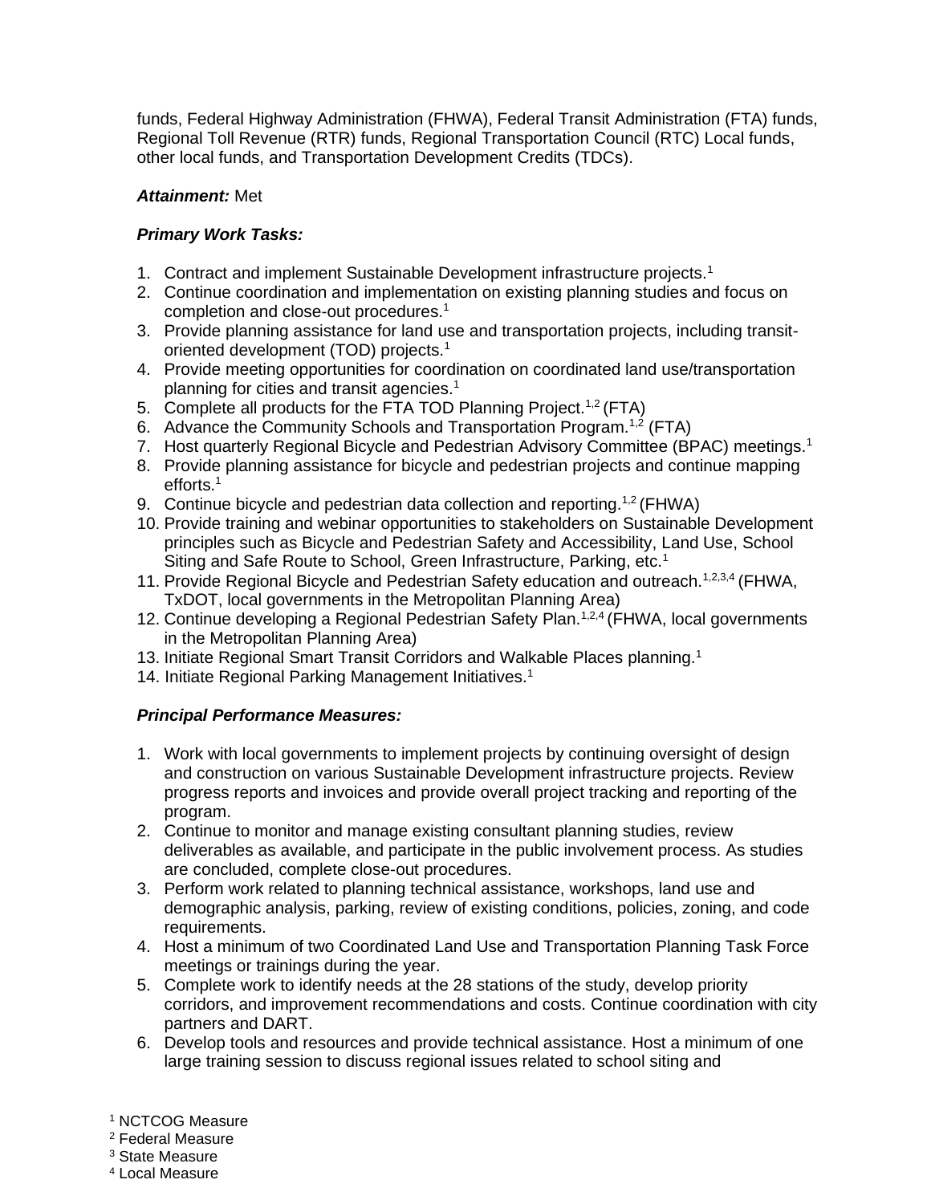funds, Federal Highway Administration (FHWA), Federal Transit Administration (FTA) funds, Regional Toll Revenue (RTR) funds, Regional Transportation Council (RTC) Local funds, other local funds, and Transportation Development Credits (TDCs).

***Attainment:*** Met

***Primary Work Tasks:***

1. Contract and implement Sustainable Development infrastructure projects.[1]
2. Continue coordination and implementation on existing planning studies and focus on completion and close-out procedures.[1]
3. Provide planning assistance for land use and transportation projects, including transit-oriented development (TOD) projects.[1]
4. Provide meeting opportunities for coordination on coordinated land use/transportation planning for cities and transit agencies.[1]
5. Complete all products for the FTA TOD Planning Project.[1,2] (FTA)
6. Advance the Community Schools and Transportation Program.[1,2] (FTA)
7. Host quarterly Regional Bicycle and Pedestrian Advisory Committee (BPAC) meetings.[1]
8. Provide planning assistance for bicycle and pedestrian projects and continue mapping efforts.[1]
9. Continue bicycle and pedestrian data collection and reporting.[1,2] (FHWA)
10. Provide training and webinar opportunities to stakeholders on Sustainable Development principles such as Bicycle and Pedestrian Safety and Accessibility, Land Use, School Siting and Safe Route to School, Green Infrastructure, Parking, etc.[1]
11. Provide Regional Bicycle and Pedestrian Safety education and outreach.[1,2,3,4] (FHWA, TxDOT, local governments in the Metropolitan Planning Area)
12. Continue developing a Regional Pedestrian Safety Plan.[1,2,4] (FHWA, local governments in the Metropolitan Planning Area)
13. Initiate Regional Smart Transit Corridors and Walkable Places planning.[1]
14. Initiate Regional Parking Management Initiatives.[1]

***Principal Performance Measures:***

1. Work with local governments to implement projects by continuing oversight of design and construction on various Sustainable Development infrastructure projects. Review progress reports and invoices and provide overall project tracking and reporting of the program.
2. Continue to monitor and manage existing consultant planning studies, review deliverables as available, and participate in the public involvement process. As studies are concluded, complete close-out procedures.
3. Perform work related to planning technical assistance, workshops, land use and demographic analysis, parking, review of existing conditions, policies, zoning, and code requirements.
4. Host a minimum of two Coordinated Land Use and Transportation Planning Task Force meetings or trainings during the year.
5. Complete work to identify needs at the 28 stations of the study, develop priority corridors, and improvement recommendations and costs. Continue coordination with city partners and DART.
6. Develop tools and resources and provide technical assistance. Host a minimum of one large training session to discuss regional issues related to school siting and

[1] NCTCOG Measure
[2] Federal Measure
[3] State Measure
[4] Local Measure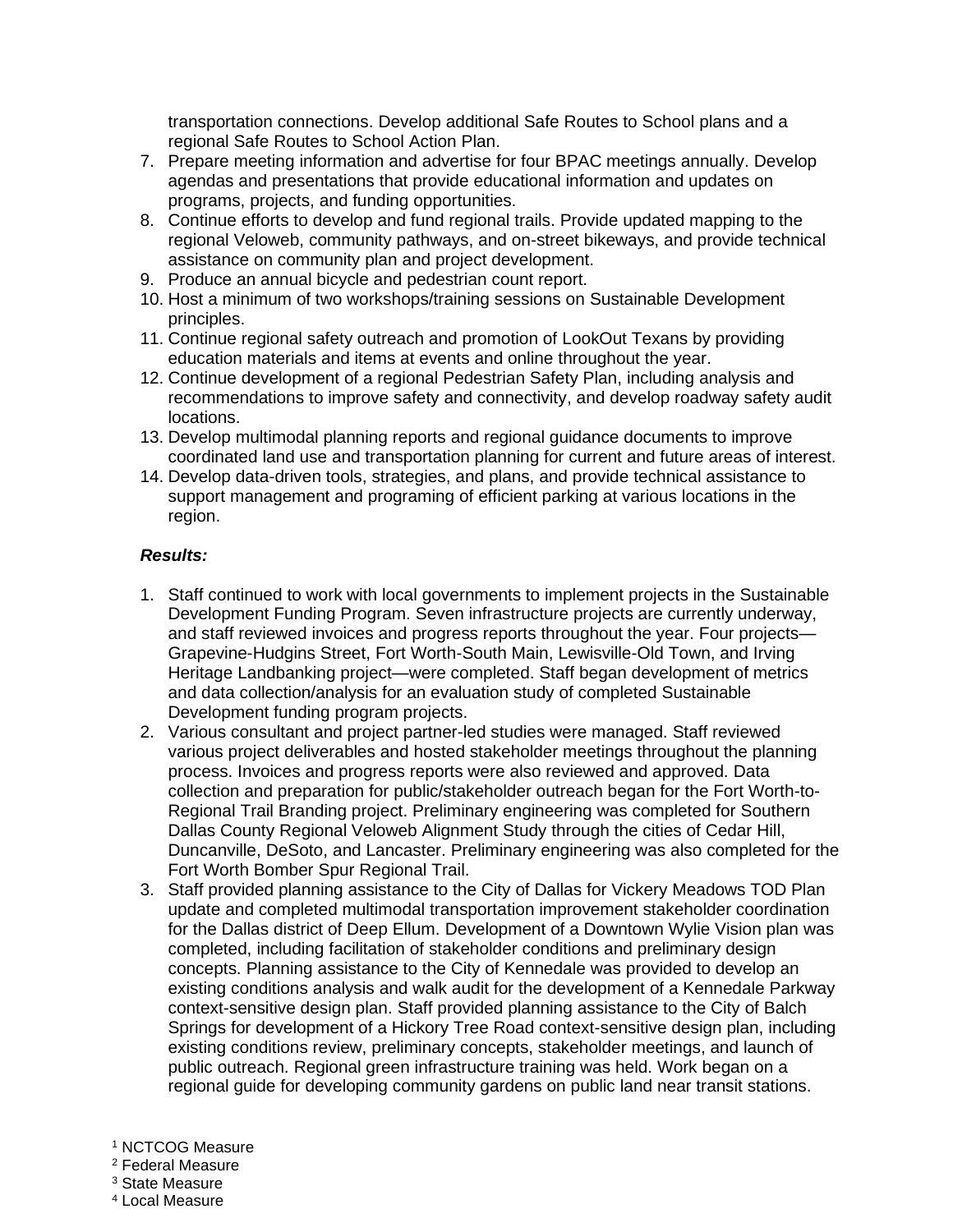transportation connections. Develop additional Safe Routes to School plans and a regional Safe Routes to School Action Plan.

7. Prepare meeting information and advertise for four BPAC meetings annually. Develop agendas and presentations that provide educational information and updates on programs, projects, and funding opportunities.
8. Continue efforts to develop and fund regional trails. Provide updated mapping to the regional Veloweb, community pathways, and on-street bikeways, and provide technical assistance on community plan and project development.
9. Produce an annual bicycle and pedestrian count report.
10. Host a minimum of two workshops/training sessions on Sustainable Development principles.
11. Continue regional safety outreach and promotion of LookOut Texans by providing education materials and items at events and online throughout the year.
12. Continue development of a regional Pedestrian Safety Plan, including analysis and recommendations to improve safety and connectivity, and develop roadway safety audit locations.
13. Develop multimodal planning reports and regional guidance documents to improve coordinated land use and transportation planning for current and future areas of interest.
14. Develop data-driven tools, strategies, and plans, and provide technical assistance to support management and programing of efficient parking at various locations in the region.

***Results:***

1. Staff continued to work with local governments to implement projects in the Sustainable Development Funding Program. Seven infrastructure projects are currently underway, and staff reviewed invoices and progress reports throughout the year. Four projects—Grapevine-Hudgins Street, Fort Worth-South Main, Lewisville-Old Town, and Irving Heritage Landbanking project—were completed. Staff began development of metrics and data collection/analysis for an evaluation study of completed Sustainable Development funding program projects.
2. Various consultant and project partner-led studies were managed. Staff reviewed various project deliverables and hosted stakeholder meetings throughout the planning process. Invoices and progress reports were also reviewed and approved. Data collection and preparation for public/stakeholder outreach began for the Fort Worth-to-Regional Trail Branding project. Preliminary engineering was completed for Southern Dallas County Regional Veloweb Alignment Study through the cities of Cedar Hill, Duncanville, DeSoto, and Lancaster. Preliminary engineering was also completed for the Fort Worth Bomber Spur Regional Trail.
3. Staff provided planning assistance to the City of Dallas for Vickery Meadows TOD Plan update and completed multimodal transportation improvement stakeholder coordination for the Dallas district of Deep Ellum. Development of a Downtown Wylie Vision plan was completed, including facilitation of stakeholder conditions and preliminary design concepts. Planning assistance to the City of Kennedale was provided to develop an existing conditions analysis and walk audit for the development of a Kennedale Parkway context-sensitive design plan. Staff provided planning assistance to the City of Balch Springs for development of a Hickory Tree Road context-sensitive design plan, including existing conditions review, preliminary concepts, stakeholder meetings, and launch of public outreach. Regional green infrastructure training was held. Work began on a regional guide for developing community gardens on public land near transit stations.

[1] NCTCOG Measure
[2] Federal Measure
[3] State Measure
[4] Local Measure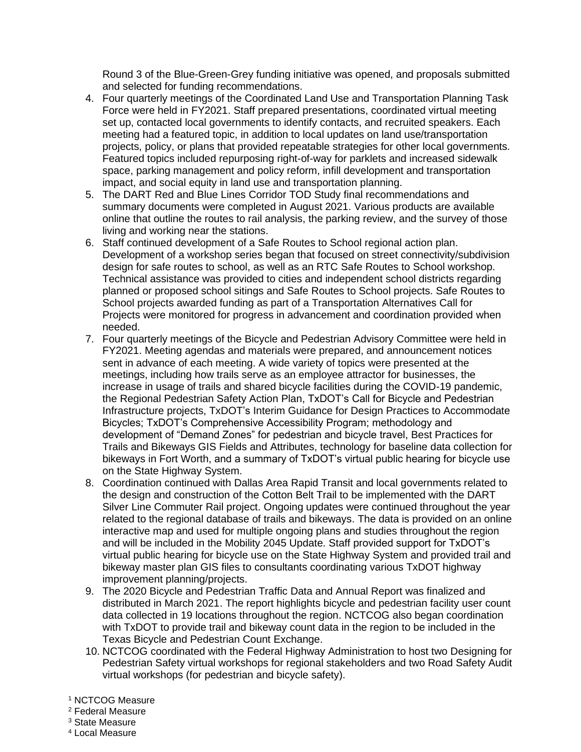Round 3 of the Blue-Green-Grey funding initiative was opened, and proposals submitted and selected for funding recommendations.

4. Four quarterly meetings of the Coordinated Land Use and Transportation Planning Task Force were held in FY2021. Staff prepared presentations, coordinated virtual meeting set up, contacted local governments to identify contacts, and recruited speakers. Each meeting had a featured topic, in addition to local updates on land use/transportation projects, policy, or plans that provided repeatable strategies for other local governments. Featured topics included repurposing right-of-way for parklets and increased sidewalk space, parking management and policy reform, infill development and transportation impact, and social equity in land use and transportation planning.
5. The DART Red and Blue Lines Corridor TOD Study final recommendations and summary documents were completed in August 2021. Various products are available online that outline the routes to rail analysis, the parking review, and the survey of those living and working near the stations.
6. Staff continued development of a Safe Routes to School regional action plan. Development of a workshop series began that focused on street connectivity/subdivision design for safe routes to school, as well as an RTC Safe Routes to School workshop. Technical assistance was provided to cities and independent school districts regarding planned or proposed school sitings and Safe Routes to School projects. Safe Routes to School projects awarded funding as part of a Transportation Alternatives Call for Projects were monitored for progress in advancement and coordination provided when needed.
7. Four quarterly meetings of the Bicycle and Pedestrian Advisory Committee were held in FY2021. Meeting agendas and materials were prepared, and announcement notices sent in advance of each meeting. A wide variety of topics were presented at the meetings, including how trails serve as an employee attractor for businesses, the increase in usage of trails and shared bicycle facilities during the COVID-19 pandemic, the Regional Pedestrian Safety Action Plan, TxDOT's Call for Bicycle and Pedestrian Infrastructure projects, TxDOT's Interim Guidance for Design Practices to Accommodate Bicycles; TxDOT's Comprehensive Accessibility Program; methodology and development of "Demand Zones" for pedestrian and bicycle travel, Best Practices for Trails and Bikeways GIS Fields and Attributes, technology for baseline data collection for bikeways in Fort Worth, and a summary of TxDOT's virtual public hearing for bicycle use on the State Highway System.
8. Coordination continued with Dallas Area Rapid Transit and local governments related to the design and construction of the Cotton Belt Trail to be implemented with the DART Silver Line Commuter Rail project. Ongoing updates were continued throughout the year related to the regional database of trails and bikeways. The data is provided on an online interactive map and used for multiple ongoing plans and studies throughout the region and will be included in the Mobility 2045 Update. Staff provided support for TxDOT's virtual public hearing for bicycle use on the State Highway System and provided trail and bikeway master plan GIS files to consultants coordinating various TxDOT highway improvement planning/projects.
9. The 2020 Bicycle and Pedestrian Traffic Data and Annual Report was finalized and distributed in March 2021. The report highlights bicycle and pedestrian facility user count data collected in 19 locations throughout the region. NCTCOG also began coordination with TxDOT to provide trail and bikeway count data in the region to be included in the Texas Bicycle and Pedestrian Count Exchange.
10. NCTCOG coordinated with the Federal Highway Administration to host two Designing for Pedestrian Safety virtual workshops for regional stakeholders and two Road Safety Audit virtual workshops (for pedestrian and bicycle safety).

[1] NCTCOG Measure
[2] Federal Measure
[3] State Measure
[4] Local Measure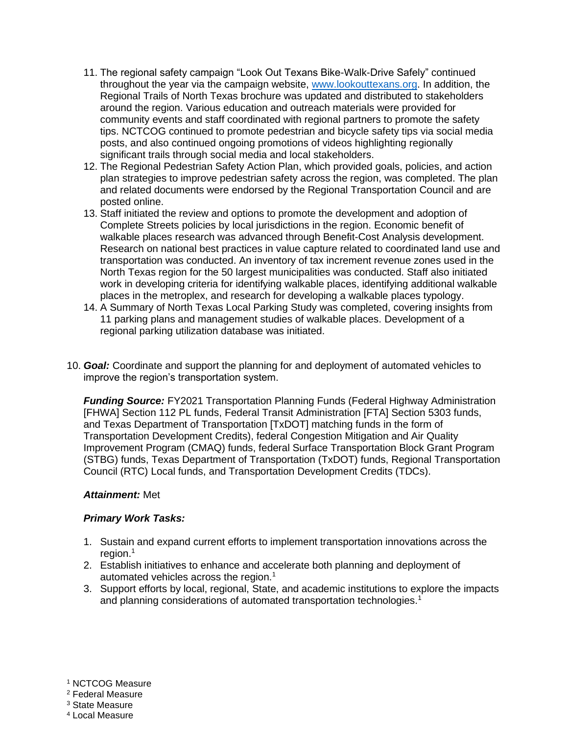11. The regional safety campaign "Look Out Texans Bike-Walk-Drive Safely" continued throughout the year via the campaign website, www.lookouttexans.org. In addition, the Regional Trails of North Texas brochure was updated and distributed to stakeholders around the region. Various education and outreach materials were provided for community events and staff coordinated with regional partners to promote the safety tips. NCTCOG continued to promote pedestrian and bicycle safety tips via social media posts, and also continued ongoing promotions of videos highlighting regionally significant trails through social media and local stakeholders.
12. The Regional Pedestrian Safety Action Plan, which provided goals, policies, and action plan strategies to improve pedestrian safety across the region, was completed. The plan and related documents were endorsed by the Regional Transportation Council and are posted online.
13. Staff initiated the review and options to promote the development and adoption of Complete Streets policies by local jurisdictions in the region. Economic benefit of walkable places research was advanced through Benefit-Cost Analysis development. Research on national best practices in value capture related to coordinated land use and transportation was conducted. An inventory of tax increment revenue zones used in the North Texas region for the 50 largest municipalities was conducted. Staff also initiated work in developing criteria for identifying walkable places, identifying additional walkable places in the metroplex, and research for developing a walkable places typology.
14. A Summary of North Texas Local Parking Study was completed, covering insights from 11 parking plans and management studies of walkable places. Development of a regional parking utilization database was initiated.

10. ***Goal:*** Coordinate and support the planning for and deployment of automated vehicles to improve the region's transportation system.

    ***Funding Source:*** FY2021 Transportation Planning Funds (Federal Highway Administration [FHWA] Section 112 PL funds, Federal Transit Administration [FTA] Section 5303 funds, and Texas Department of Transportation [TxDOT] matching funds in the form of Transportation Development Credits), federal Congestion Mitigation and Air Quality Improvement Program (CMAQ) funds, federal Surface Transportation Block Grant Program (STBG) funds, Texas Department of Transportation (TxDOT) funds, Regional Transportation Council (RTC) Local funds, and Transportation Development Credits (TDCs).

    ***Attainment:*** Met

    ***Primary Work Tasks:***

    1. Sustain and expand current efforts to implement transportation innovations across the region.[1]
    2. Establish initiatives to enhance and accelerate both planning and deployment of automated vehicles across the region.[1]
    3. Support efforts by local, regional, State, and academic institutions to explore the impacts and planning considerations of automated transportation technologies.[1]

[1] NCTCOG Measure
[2] Federal Measure
[3] State Measure
[4] Local Measure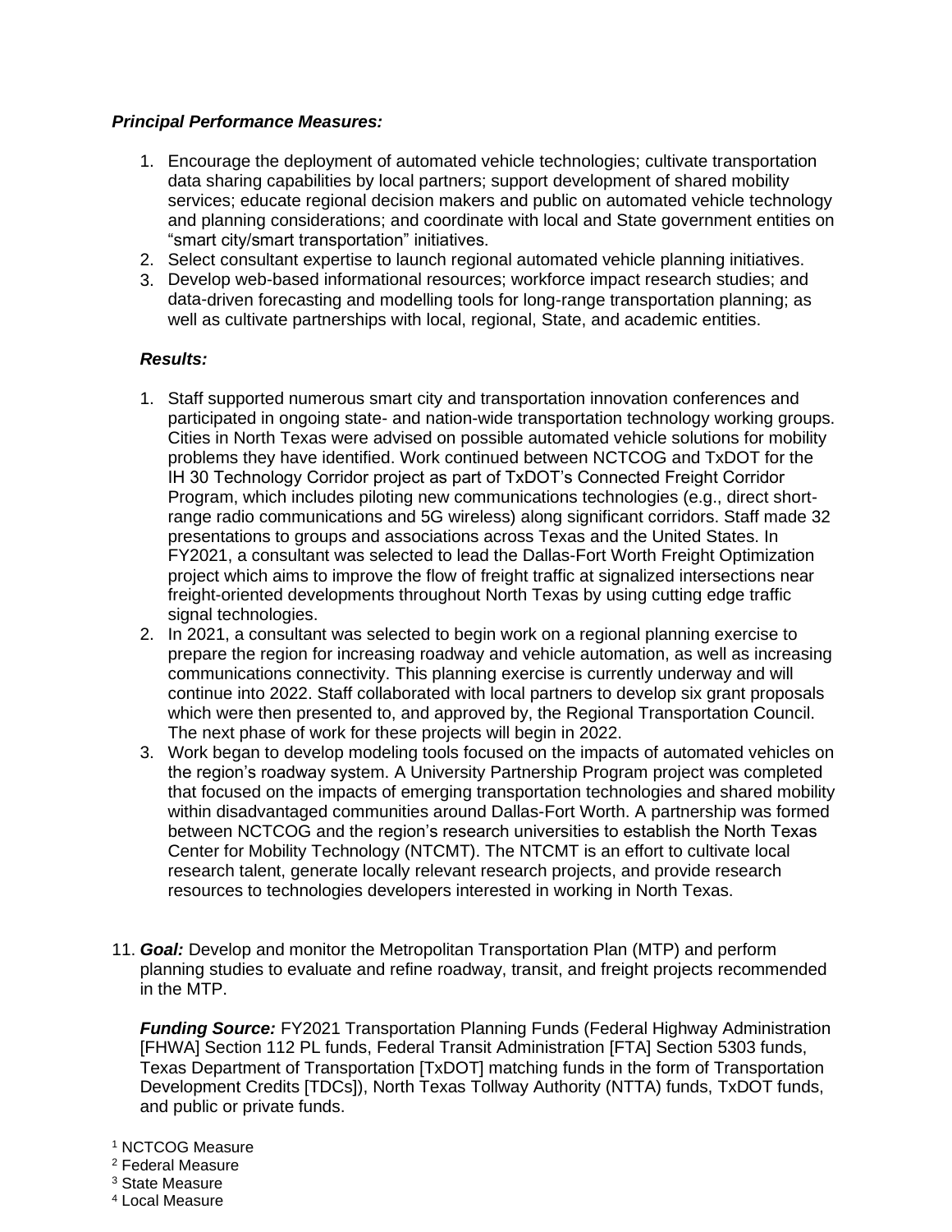***Principal Performance Measures:***

1. Encourage the deployment of automated vehicle technologies; cultivate transportation data sharing capabilities by local partners; support development of shared mobility services; educate regional decision makers and public on automated vehicle technology and planning considerations; and coordinate with local and State government entities on "smart city/smart transportation" initiatives.
2. Select consultant expertise to launch regional automated vehicle planning initiatives.
3. Develop web-based informational resources; workforce impact research studies; and data-driven forecasting and modelling tools for long-range transportation planning; as well as cultivate partnerships with local, regional, State, and academic entities.

***Results:***

1. Staff supported numerous smart city and transportation innovation conferences and participated in ongoing state- and nation-wide transportation technology working groups. Cities in North Texas were advised on possible automated vehicle solutions for mobility problems they have identified. Work continued between NCTCOG and TxDOT for the IH 30 Technology Corridor project as part of TxDOT's Connected Freight Corridor Program, which includes piloting new communications technologies (e.g., direct short-range radio communications and 5G wireless) along significant corridors. Staff made 32 presentations to groups and associations across Texas and the United States. In FY2021, a consultant was selected to lead the Dallas-Fort Worth Freight Optimization project which aims to improve the flow of freight traffic at signalized intersections near freight-oriented developments throughout North Texas by using cutting edge traffic signal technologies.
2. In 2021, a consultant was selected to begin work on a regional planning exercise to prepare the region for increasing roadway and vehicle automation, as well as increasing communications connectivity. This planning exercise is currently underway and will continue into 2022. Staff collaborated with local partners to develop six grant proposals which were then presented to, and approved by, the Regional Transportation Council. The next phase of work for these projects will begin in 2022.
3. Work began to develop modeling tools focused on the impacts of automated vehicles on the region's roadway system. A University Partnership Program project was completed that focused on the impacts of emerging transportation technologies and shared mobility within disadvantaged communities around Dallas-Fort Worth. A partnership was formed between NCTCOG and the region's research universities to establish the North Texas Center for Mobility Technology (NTCMT). The NTCMT is an effort to cultivate local research talent, generate locally relevant research projects, and provide research resources to technologies developers interested in working in North Texas.

11. ***Goal:*** Develop and monitor the Metropolitan Transportation Plan (MTP) and perform planning studies to evaluate and refine roadway, transit, and freight projects recommended in the MTP.

    ***Funding Source:*** FY2021 Transportation Planning Funds (Federal Highway Administration [FHWA] Section 112 PL funds, Federal Transit Administration [FTA] Section 5303 funds, Texas Department of Transportation [TxDOT] matching funds in the form of Transportation Development Credits [TDCs]), North Texas Tollway Authority (NTTA) funds, TxDOT funds, and public or private funds.

[1] NCTCOG Measure
[2] Federal Measure
[3] State Measure
[4] Local Measure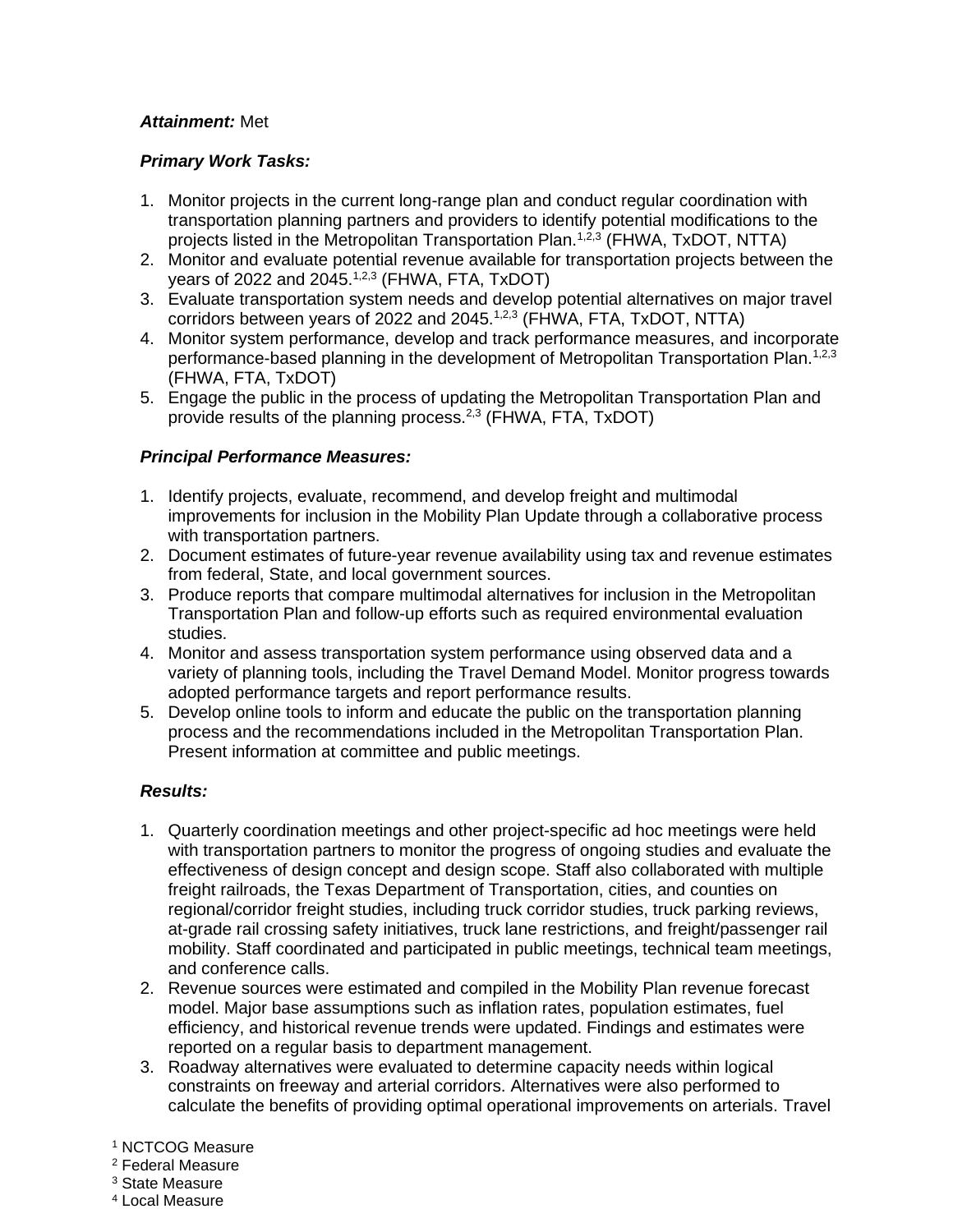***Attainment:*** Met

***Primary Work Tasks:***

1. Monitor projects in the current long-range plan and conduct regular coordination with transportation planning partners and providers to identify potential modifications to the projects listed in the Metropolitan Transportation Plan.[1,2,3] (FHWA, TxDOT, NTTA)
2. Monitor and evaluate potential revenue available for transportation projects between the years of 2022 and 2045.[1,2,3] (FHWA, FTA, TxDOT)
3. Evaluate transportation system needs and develop potential alternatives on major travel corridors between years of 2022 and 2045.[1,2,3] (FHWA, FTA, TxDOT, NTTA)
4. Monitor system performance, develop and track performance measures, and incorporate performance-based planning in the development of Metropolitan Transportation Plan.[1,2,3] (FHWA, FTA, TxDOT)
5. Engage the public in the process of updating the Metropolitan Transportation Plan and provide results of the planning process.[2,3] (FHWA, FTA, TxDOT)

***Principal Performance Measures:***

1. Identify projects, evaluate, recommend, and develop freight and multimodal improvements for inclusion in the Mobility Plan Update through a collaborative process with transportation partners.
2. Document estimates of future-year revenue availability using tax and revenue estimates from federal, State, and local government sources.
3. Produce reports that compare multimodal alternatives for inclusion in the Metropolitan Transportation Plan and follow-up efforts such as required environmental evaluation studies.
4. Monitor and assess transportation system performance using observed data and a variety of planning tools, including the Travel Demand Model. Monitor progress towards adopted performance targets and report performance results.
5. Develop online tools to inform and educate the public on the transportation planning process and the recommendations included in the Metropolitan Transportation Plan. Present information at committee and public meetings.

***Results:***

1. Quarterly coordination meetings and other project-specific ad hoc meetings were held with transportation partners to monitor the progress of ongoing studies and evaluate the effectiveness of design concept and design scope. Staff also collaborated with multiple freight railroads, the Texas Department of Transportation, cities, and counties on regional/corridor freight studies, including truck corridor studies, truck parking reviews, at-grade rail crossing safety initiatives, truck lane restrictions, and freight/passenger rail mobility. Staff coordinated and participated in public meetings, technical team meetings, and conference calls.
2. Revenue sources were estimated and compiled in the Mobility Plan revenue forecast model. Major base assumptions such as inflation rates, population estimates, fuel efficiency, and historical revenue trends were updated. Findings and estimates were reported on a regular basis to department management.
3. Roadway alternatives were evaluated to determine capacity needs within logical constraints on freeway and arterial corridors. Alternatives were also performed to calculate the benefits of providing optimal operational improvements on arterials. Travel

[1] NCTCOG Measure
[2] Federal Measure
[3] State Measure
[4] Local Measure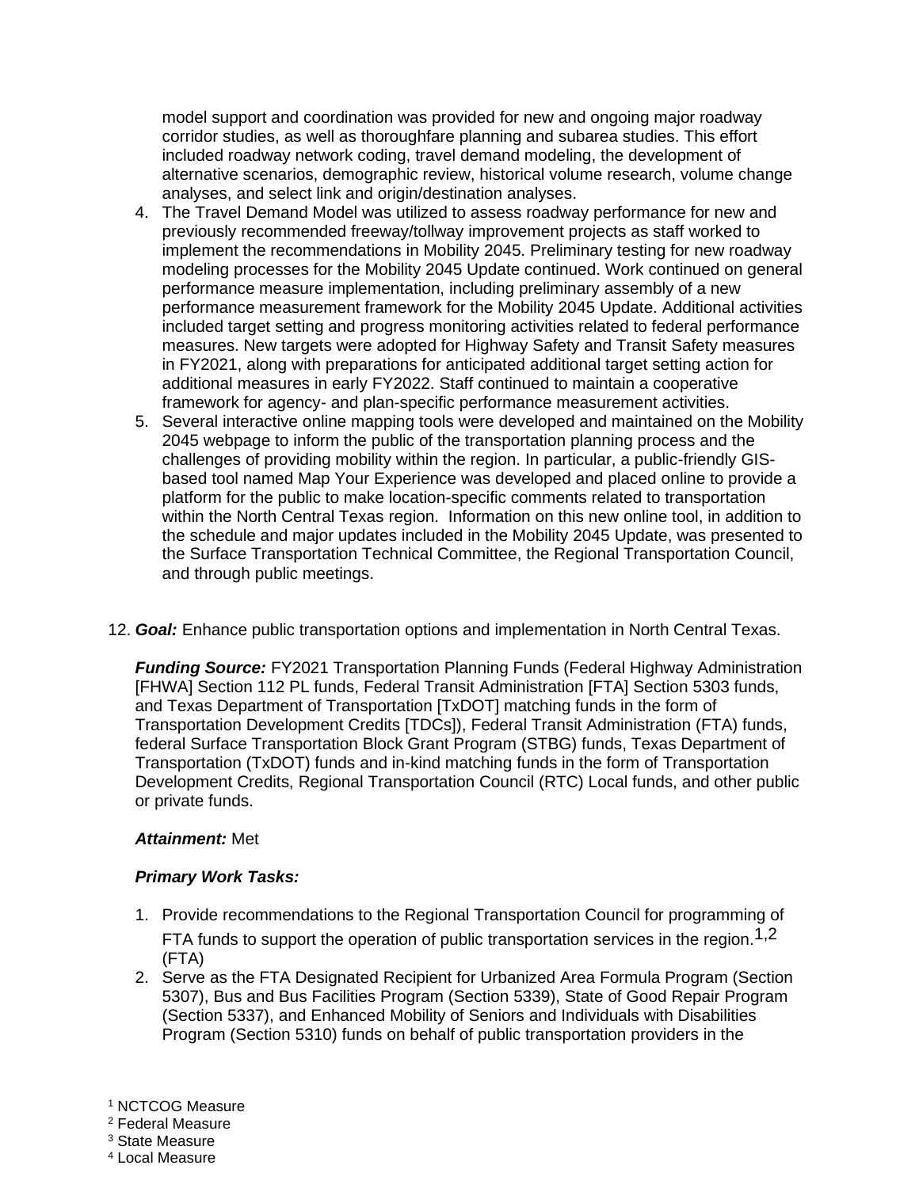model support and coordination was provided for new and ongoing major roadway corridor studies, as well as thoroughfare planning and subarea studies. This effort included roadway network coding, travel demand modeling, the development of alternative scenarios, demographic review, historical volume research, volume change analyses, and select link and origin/destination analyses.

4. The Travel Demand Model was utilized to assess roadway performance for new and previously recommended freeway/tollway improvement projects as staff worked to implement the recommendations in Mobility 2045. Preliminary testing for new roadway modeling processes for the Mobility 2045 Update continued. Work continued on general performance measure implementation, including preliminary assembly of a new performance measurement framework for the Mobility 2045 Update. Additional activities included target setting and progress monitoring activities related to federal performance measures. New targets were adopted for Highway Safety and Transit Safety measures in FY2021, along with preparations for anticipated additional target setting action for additional measures in early FY2022. Staff continued to maintain a cooperative framework for agency- and plan-specific performance measurement activities.
5. Several interactive online mapping tools were developed and maintained on the Mobility 2045 webpage to inform the public of the transportation planning process and the challenges of providing mobility within the region. In particular, a public-friendly GIS-based tool named Map Your Experience was developed and placed online to provide a platform for the public to make location-specific comments related to transportation within the North Central Texas region. Information on this new online tool, in addition to the schedule and major updates included in the Mobility 2045 Update, was presented to the Surface Transportation Technical Committee, the Regional Transportation Council, and through public meetings.

12. ***Goal:*** Enhance public transportation options and implementation in North Central Texas.

***Funding Source:*** FY2021 Transportation Planning Funds (Federal Highway Administration [FHWA] Section 112 PL funds, Federal Transit Administration [FTA] Section 5303 funds, and Texas Department of Transportation [TxDOT] matching funds in the form of Transportation Development Credits [TDCs]), Federal Transit Administration (FTA) funds, federal Surface Transportation Block Grant Program (STBG) funds, Texas Department of Transportation (TxDOT) funds and in-kind matching funds in the form of Transportation Development Credits, Regional Transportation Council (RTC) Local funds, and other public or private funds.

***Attainment:*** Met

***Primary Work Tasks:***

1. Provide recommendations to the Regional Transportation Council for programming of FTA funds to support the operation of public transportation services in the region.[1,2] (FTA)
2. Serve as the FTA Designated Recipient for Urbanized Area Formula Program (Section 5307), Bus and Bus Facilities Program (Section 5339), State of Good Repair Program (Section 5337), and Enhanced Mobility of Seniors and Individuals with Disabilities Program (Section 5310) funds on behalf of public transportation providers in the

[1] NCTCOG Measure
[2] Federal Measure
[3] State Measure
[4] Local Measure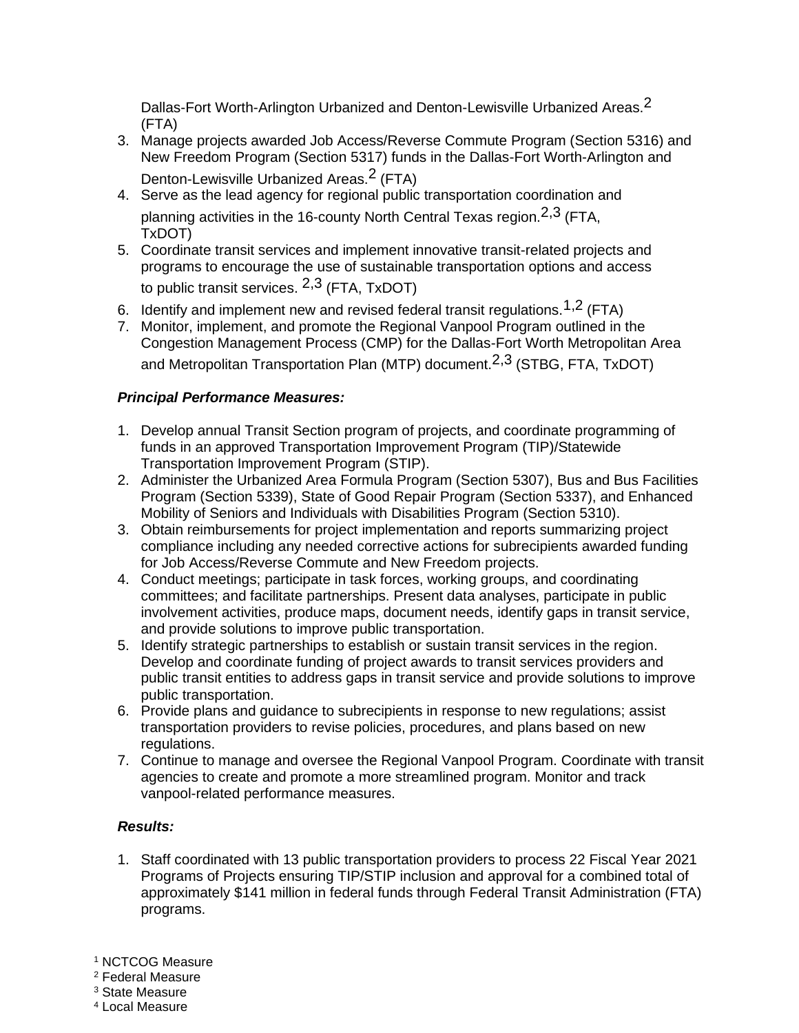Dallas-Fort Worth-Arlington Urbanized and Denton-Lewisville Urbanized Areas.[2] (FTA)

3. Manage projects awarded Job Access/Reverse Commute Program (Section 5316) and New Freedom Program (Section 5317) funds in the Dallas-Fort Worth-Arlington and Denton-Lewisville Urbanized Areas.[2] (FTA)
4. Serve as the lead agency for regional public transportation coordination and planning activities in the 16-county North Central Texas region.[2,3] (FTA, TxDOT)
5. Coordinate transit services and implement innovative transit-related projects and programs to encourage the use of sustainable transportation options and access to public transit services. [2,3] (FTA, TxDOT)
6. Identify and implement new and revised federal transit regulations.[1,2] (FTA)
7. Monitor, implement, and promote the Regional Vanpool Program outlined in the Congestion Management Process (CMP) for the Dallas-Fort Worth Metropolitan Area and Metropolitan Transportation Plan (MTP) document.[2,3] (STBG, FTA, TxDOT)

***Principal Performance Measures:***

1. Develop annual Transit Section program of projects, and coordinate programming of funds in an approved Transportation Improvement Program (TIP)/Statewide Transportation Improvement Program (STIP).
2. Administer the Urbanized Area Formula Program (Section 5307), Bus and Bus Facilities Program (Section 5339), State of Good Repair Program (Section 5337), and Enhanced Mobility of Seniors and Individuals with Disabilities Program (Section 5310).
3. Obtain reimbursements for project implementation and reports summarizing project compliance including any needed corrective actions for subrecipients awarded funding for Job Access/Reverse Commute and New Freedom projects.
4. Conduct meetings; participate in task forces, working groups, and coordinating committees; and facilitate partnerships. Present data analyses, participate in public involvement activities, produce maps, document needs, identify gaps in transit service, and provide solutions to improve public transportation.
5. Identify strategic partnerships to establish or sustain transit services in the region. Develop and coordinate funding of project awards to transit services providers and public transit entities to address gaps in transit service and provide solutions to improve public transportation.
6. Provide plans and guidance to subrecipients in response to new regulations; assist transportation providers to revise policies, procedures, and plans based on new regulations.
7. Continue to manage and oversee the Regional Vanpool Program. Coordinate with transit agencies to create and promote a more streamlined program. Monitor and track vanpool-related performance measures.

***Results:***

1. Staff coordinated with 13 public transportation providers to process 22 Fiscal Year 2021 Programs of Projects ensuring TIP/STIP inclusion and approval for a combined total of approximately $141 million in federal funds through Federal Transit Administration (FTA) programs.

[1] NCTCOG Measure
[2] Federal Measure
[3] State Measure
[4] Local Measure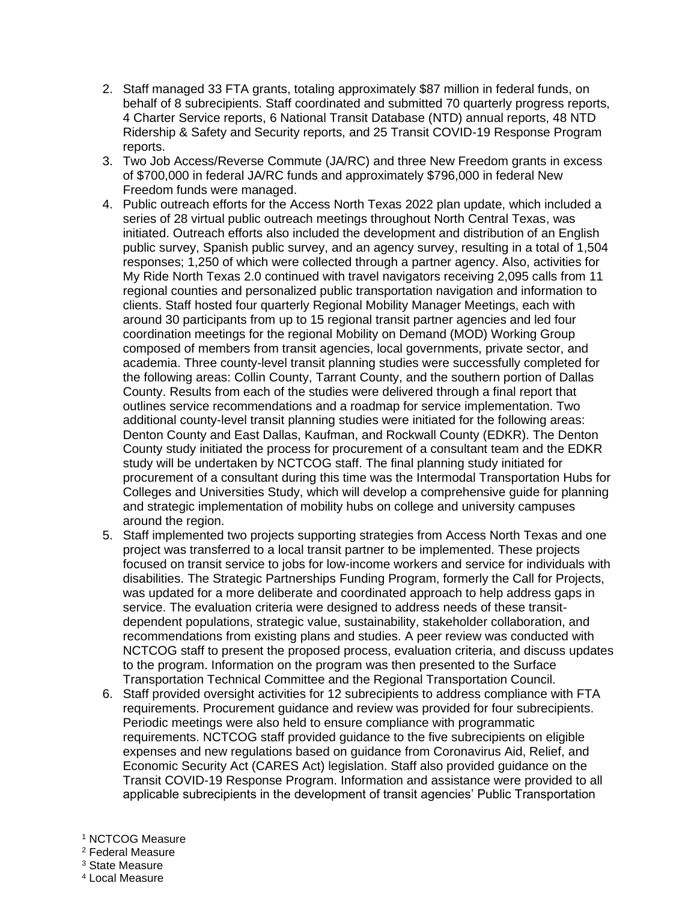2. Staff managed 33 FTA grants, totaling approximately $87 million in federal funds, on behalf of 8 subrecipients. Staff coordinated and submitted 70 quarterly progress reports, 4 Charter Service reports, 6 National Transit Database (NTD) annual reports, 48 NTD Ridership & Safety and Security reports, and 25 Transit COVID-19 Response Program reports.
3. Two Job Access/Reverse Commute (JA/RC) and three New Freedom grants in excess of $700,000 in federal JA/RC funds and approximately $796,000 in federal New Freedom funds were managed.
4. Public outreach efforts for the Access North Texas 2022 plan update, which included a series of 28 virtual public outreach meetings throughout North Central Texas, was initiated. Outreach efforts also included the development and distribution of an English public survey, Spanish public survey, and an agency survey, resulting in a total of 1,504 responses; 1,250 of which were collected through a partner agency. Also, activities for My Ride North Texas 2.0 continued with travel navigators receiving 2,095 calls from 11 regional counties and personalized public transportation navigation and information to clients. Staff hosted four quarterly Regional Mobility Manager Meetings, each with around 30 participants from up to 15 regional transit partner agencies and led four coordination meetings for the regional Mobility on Demand (MOD) Working Group composed of members from transit agencies, local governments, private sector, and academia. Three county-level transit planning studies were successfully completed for the following areas: Collin County, Tarrant County, and the southern portion of Dallas County. Results from each of the studies were delivered through a final report that outlines service recommendations and a roadmap for service implementation. Two additional county-level transit planning studies were initiated for the following areas: Denton County and East Dallas, Kaufman, and Rockwall County (EDKR). The Denton County study initiated the process for procurement of a consultant team and the EDKR study will be undertaken by NCTCOG staff. The final planning study initiated for procurement of a consultant during this time was the Intermodal Transportation Hubs for Colleges and Universities Study, which will develop a comprehensive guide for planning and strategic implementation of mobility hubs on college and university campuses around the region.
5. Staff implemented two projects supporting strategies from Access North Texas and one project was transferred to a local transit partner to be implemented. These projects focused on transit service to jobs for low-income workers and service for individuals with disabilities. The Strategic Partnerships Funding Program, formerly the Call for Projects, was updated for a more deliberate and coordinated approach to help address gaps in service. The evaluation criteria were designed to address needs of these transit-dependent populations, strategic value, sustainability, stakeholder collaboration, and recommendations from existing plans and studies. A peer review was conducted with NCTCOG staff to present the proposed process, evaluation criteria, and discuss updates to the program. Information on the program was then presented to the Surface Transportation Technical Committee and the Regional Transportation Council.
6. Staff provided oversight activities for 12 subrecipients to address compliance with FTA requirements. Procurement guidance and review was provided for four subrecipients. Periodic meetings were also held to ensure compliance with programmatic requirements. NCTCOG staff provided guidance to the five subrecipients on eligible expenses and new regulations based on guidance from Coronavirus Aid, Relief, and Economic Security Act (CARES Act) legislation. Staff also provided guidance on the Transit COVID-19 Response Program. Information and assistance were provided to all applicable subrecipients in the development of transit agencies' Public Transportation

[1] NCTCOG Measure
[2] Federal Measure
[3] State Measure
[4] Local Measure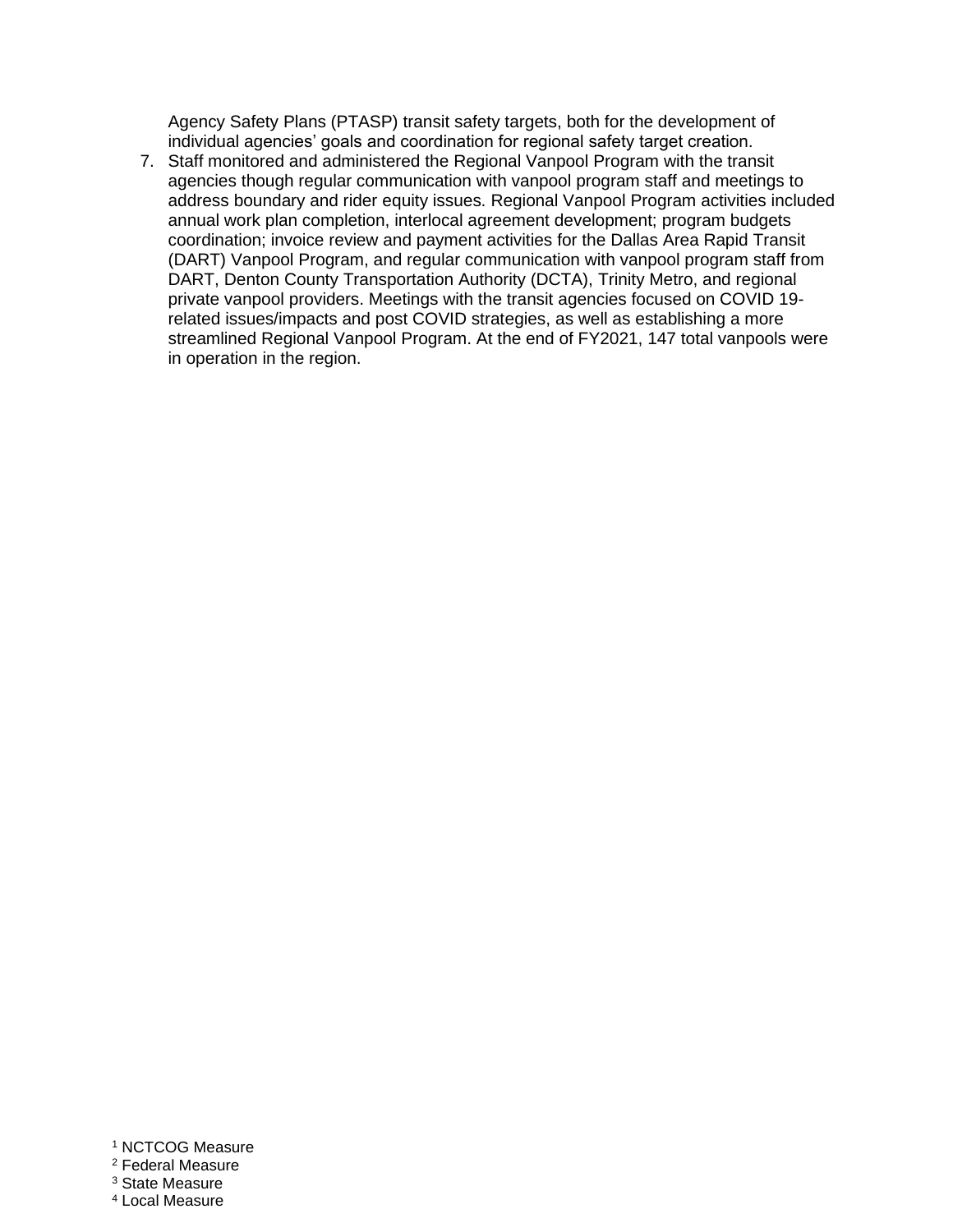Agency Safety Plans (PTASP) transit safety targets, both for the development of individual agencies' goals and coordination for regional safety target creation.

7. Staff monitored and administered the Regional Vanpool Program with the transit agencies though regular communication with vanpool program staff and meetings to address boundary and rider equity issues. Regional Vanpool Program activities included annual work plan completion, interlocal agreement development; program budgets coordination; invoice review and payment activities for the Dallas Area Rapid Transit (DART) Vanpool Program, and regular communication with vanpool program staff from DART, Denton County Transportation Authority (DCTA), Trinity Metro, and regional private vanpool providers. Meetings with the transit agencies focused on COVID 19-related issues/impacts and post COVID strategies, as well as establishing a more streamlined Regional Vanpool Program. At the end of FY2021, 147 total vanpools were in operation in the region.

[1] NCTCOG Measure
[2] Federal Measure
[3] State Measure
[4] Local Measure